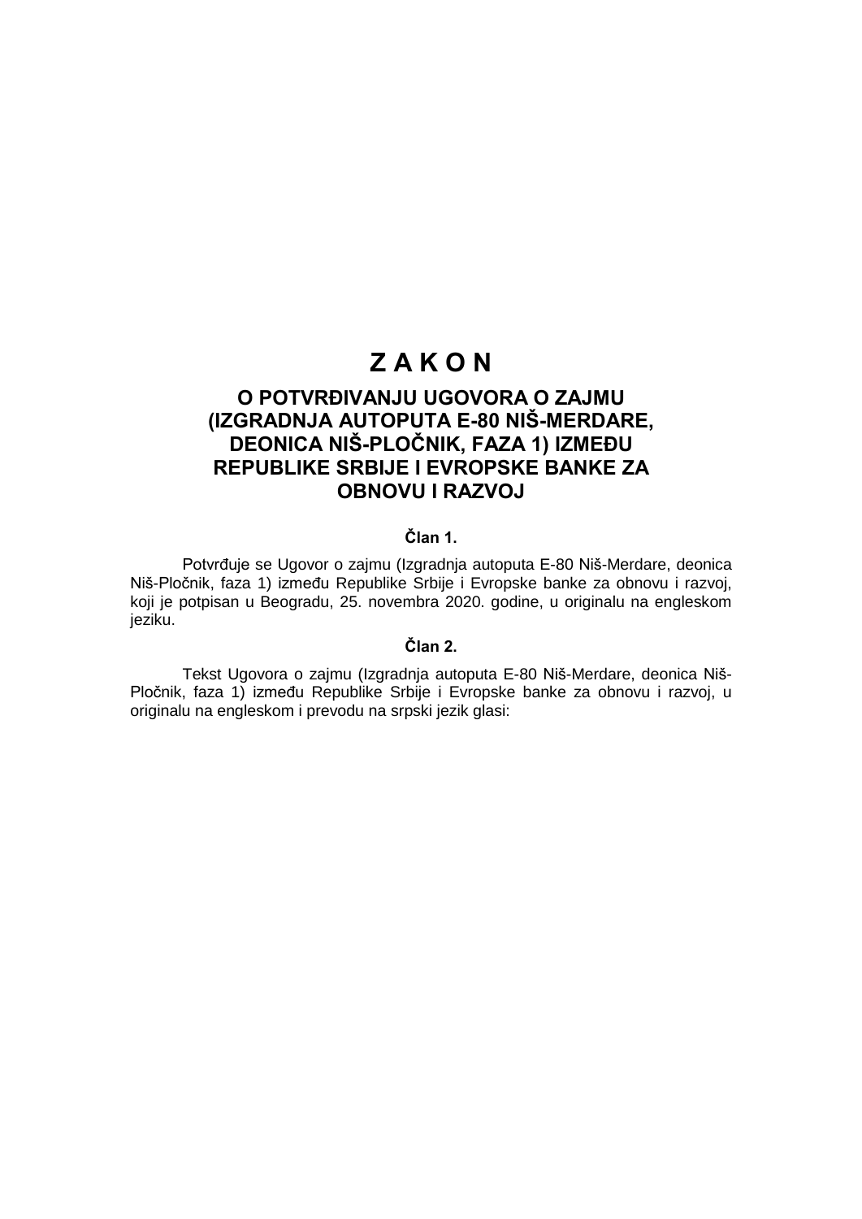# Z A K O N

## O POTVRĐIVANJU UGOVORA O ZAJMU (IZGRADNJA AUTOPUTA E-80 NIŠ-MERDARE, DEONICA NIŠ-PLOČNIK, FAZA 1) IZMEĐU REPUBLIKE SRBIJE I EVROPSKE BANKE ZA OBNOVU I RAZVOJ

### Član 1.

Potvrđuje se Ugovor o zajmu (Izgradnja autoputa E-80 Niš-Merdare, deonica Niš-Pločnik, faza 1) između Republike Srbije i Evropske banke za obnovu i razvoj, koji je potpisan u Beogradu, 25. novembra 2020. godine, u originalu na engleskom jeziku.

### Član 2.

Tekst Ugovora o zajmu (Izgradnja autoputa E-80 Niš-Merdare, deonica Niš-Pločnik, faza 1) između Republike Srbije i Evropske banke za obnovu i razvoj, u originalu na engleskom i prevodu na srpski jezik glasi: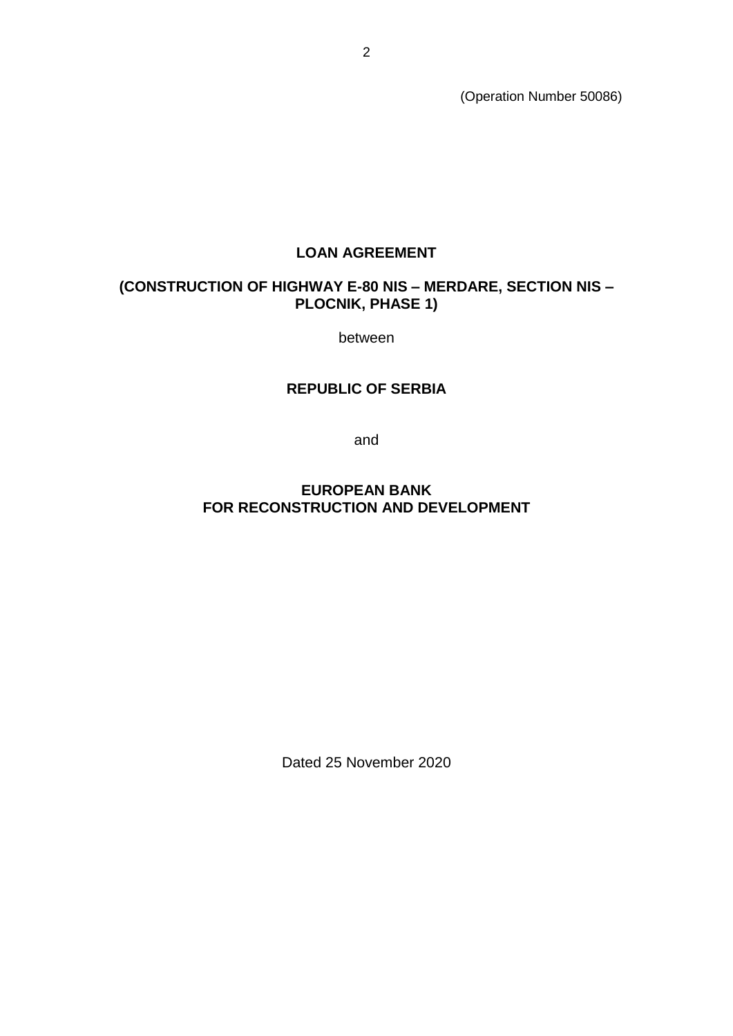(Operation Number 50086)

# LOAN AGREEMENT

## (CONSTRUCTION OF HIGHWAY E-80 NIS – MERDARE, SECTION NIS – PLOCNIK, PHASE 1)

between

## REPUBLIC OF SERBIA

and

## EUROPEAN BANK FOR RECONSTRUCTION AND DEVELOPMENT

Dated 25 November 2020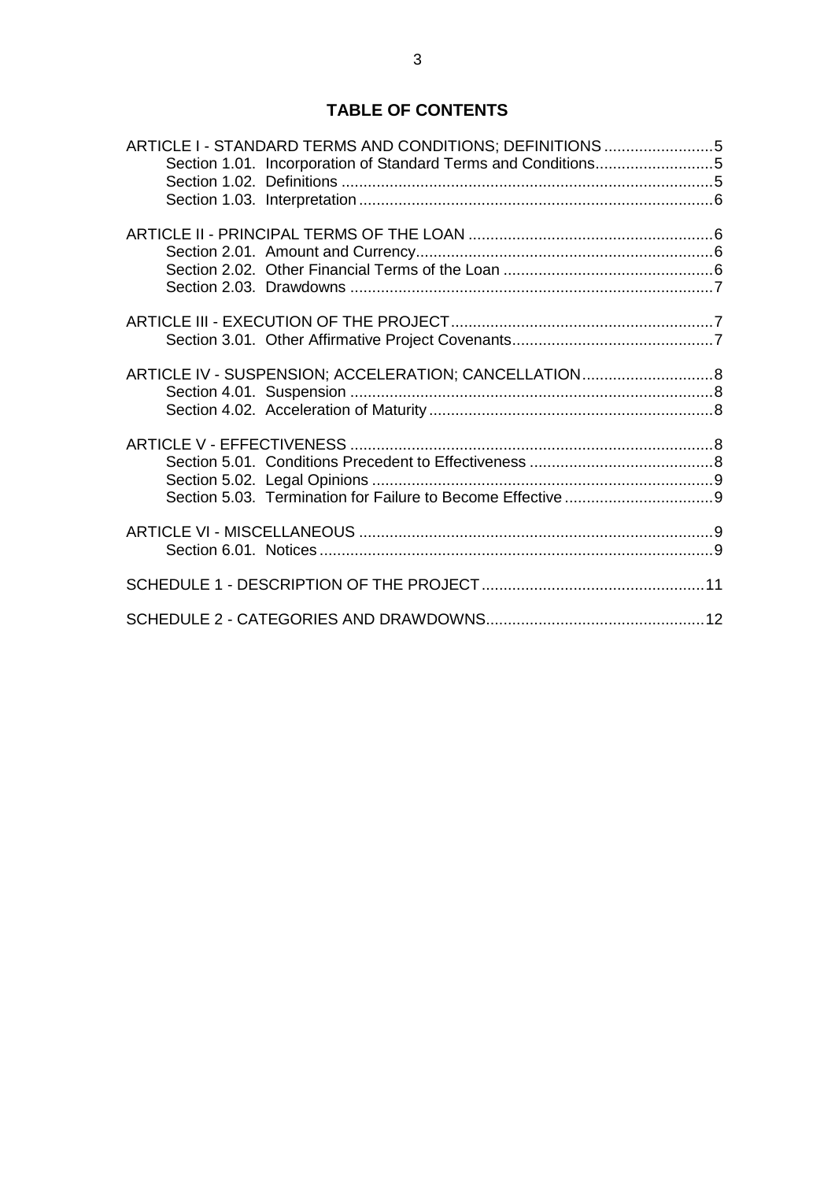# TABLE OF CONTENTS

ARTICLE I - STANDARD TERMS AND CONDITIONS; DEFINITIONS .........................5
- Section 1.01. Incorporation of Standard Terms and Conditions...........................5
- Section 1.02. Definitions .....................................................................................5
- Section 1.03. Interpretation .................................................................................6

ARTICLE II - PRINCIPAL TERMS OF THE LOAN ........................................................6
- Section 2.01. Amount and Currency....................................................................6
- Section 2.02. Other Financial Terms of the Loan ................................................6
- Section 2.03. Drawdowns ...................................................................................7

ARTICLE III - EXECUTION OF THE PROJECT............................................................7
- Section 3.01. Other Affirmative Project Covenants..............................................7

ARTICLE IV - SUSPENSION; ACCELERATION; CANCELLATION..............................8
- Section 4.01. Suspension ...................................................................................8
- Section 4.02. Acceleration of Maturity .................................................................8

ARTICLE V - EFFECTIVENESS ...................................................................................8
- Section 5.01. Conditions Precedent to Effectiveness ..........................................8
- Section 5.02. Legal Opinions ..............................................................................9
- Section 5.03. Termination for Failure to Become Effective ..................................9

ARTICLE VI - MISCELLANEOUS .................................................................................9
- Section 6.01. Notices ..........................................................................................9

SCHEDULE 1 - DESCRIPTION OF THE PROJECT...................................................11

SCHEDULE 2 - CATEGORIES AND DRAWDOWNS..................................................12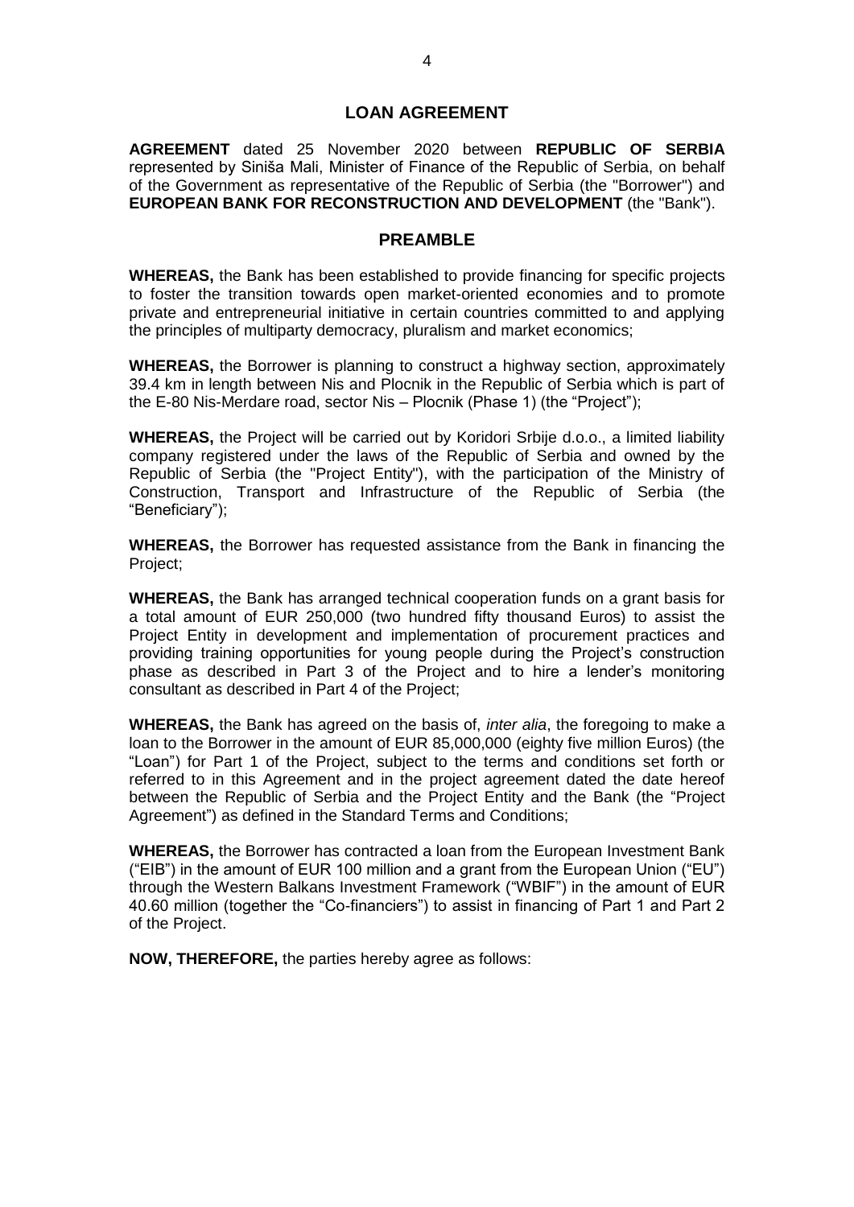# LOAN AGREEMENT

**AGREEMENT** dated 25 November 2020 between **REPUBLIC OF SERBIA** represented by Siniša Mali, Minister of Finance of the Republic of Serbia, on behalf of the Government as representative of the Republic of Serbia (the "Borrower") and **EUROPEAN BANK FOR RECONSTRUCTION AND DEVELOPMENT** (the "Bank").

## PREAMBLE

**WHEREAS,** the Bank has been established to provide financing for specific projects to foster the transition towards open market-oriented economies and to promote private and entrepreneurial initiative in certain countries committed to and applying the principles of multiparty democracy, pluralism and market economics;

**WHEREAS,** the Borrower is planning to construct a highway section, approximately 39.4 km in length between Nis and Plocnik in the Republic of Serbia which is part of the E-80 Nis-Merdare road, sector Nis – Plocnik (Phase 1) (the "Project");

**WHEREAS,** the Project will be carried out by Koridori Srbije d.o.o., a limited liability company registered under the laws of the Republic of Serbia and owned by the Republic of Serbia (the "Project Entity"), with the participation of the Ministry of Construction, Transport and Infrastructure of the Republic of Serbia (the "Beneficiary");

**WHEREAS,** the Borrower has requested assistance from the Bank in financing the Project;

**WHEREAS,** the Bank has arranged technical cooperation funds on a grant basis for a total amount of EUR 250,000 (two hundred fifty thousand Euros) to assist the Project Entity in development and implementation of procurement practices and providing training opportunities for young people during the Project's construction phase as described in Part 3 of the Project and to hire a lender's monitoring consultant as described in Part 4 of the Project;

**WHEREAS,** the Bank has agreed on the basis of, *inter alia*, the foregoing to make a loan to the Borrower in the amount of EUR 85,000,000 (eighty five million Euros) (the "Loan") for Part 1 of the Project, subject to the terms and conditions set forth or referred to in this Agreement and in the project agreement dated the date hereof between the Republic of Serbia and the Project Entity and the Bank (the "Project Agreement") as defined in the Standard Terms and Conditions;

**WHEREAS,** the Borrower has contracted a loan from the European Investment Bank ("EIB") in the amount of EUR 100 million and a grant from the European Union ("EU") through the Western Balkans Investment Framework ("WBIF") in the amount of EUR 40.60 million (together the "Co-financiers") to assist in financing of Part 1 and Part 2 of the Project.

**NOW, THEREFORE,** the parties hereby agree as follows: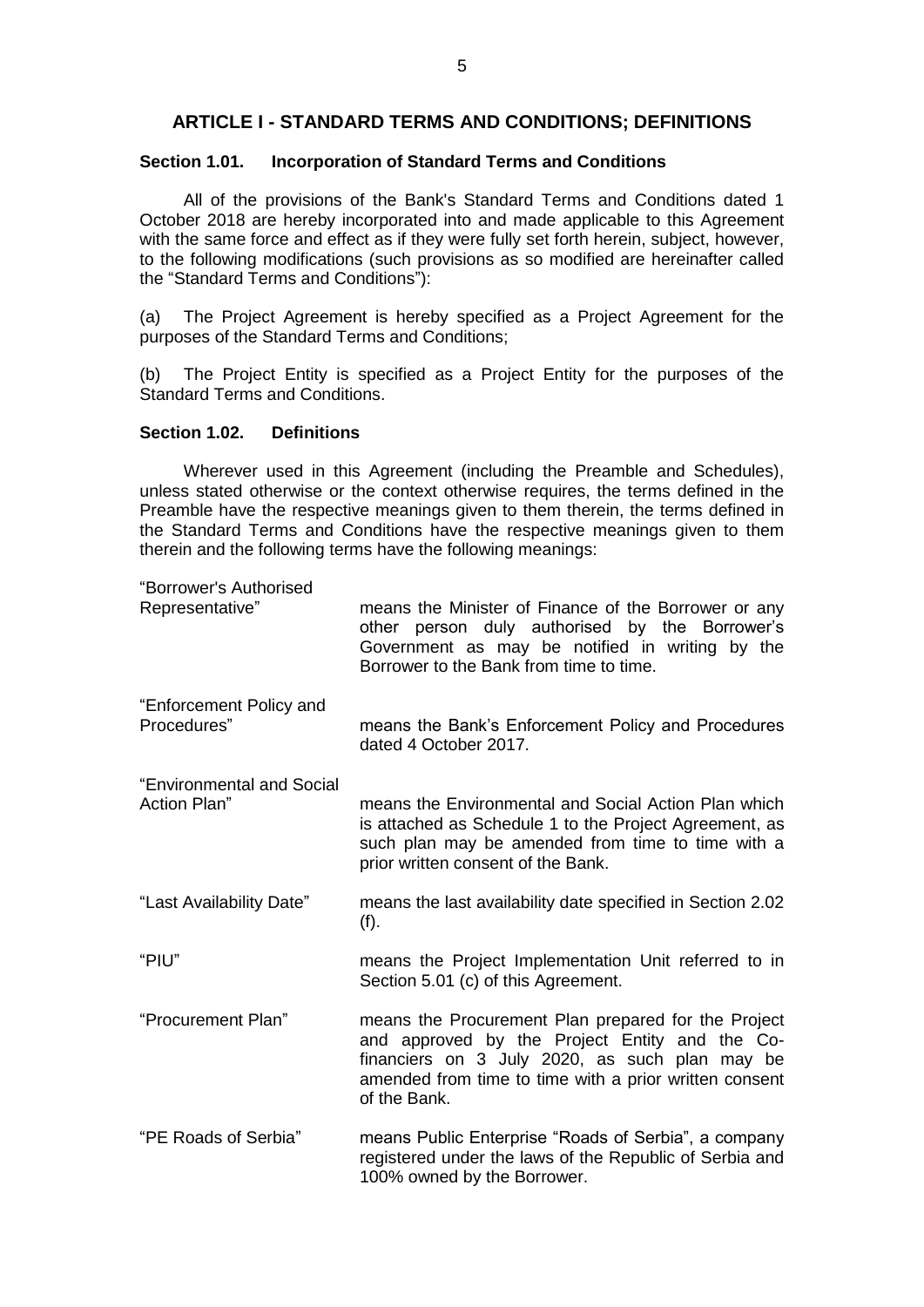## ARTICLE I - STANDARD TERMS AND CONDITIONS; DEFINITIONS

### Section 1.01. Incorporation of Standard Terms and Conditions

All of the provisions of the Bank's Standard Terms and Conditions dated 1 October 2018 are hereby incorporated into and made applicable to this Agreement with the same force and effect as if they were fully set forth herein, subject, however, to the following modifications (such provisions as so modified are hereinafter called the "Standard Terms and Conditions"):

(a) The Project Agreement is hereby specified as a Project Agreement for the purposes of the Standard Terms and Conditions;

(b) The Project Entity is specified as a Project Entity for the purposes of the Standard Terms and Conditions.

### Section 1.02. Definitions

Wherever used in this Agreement (including the Preamble and Schedules), unless stated otherwise or the context otherwise requires, the terms defined in the Preamble have the respective meanings given to them therein, the terms defined in the Standard Terms and Conditions have the respective meanings given to them therein and the following terms have the following meanings:

"Borrower's Authorised Representative" means the Minister of Finance of the Borrower or any other person duly authorised by the Borrower's Government as may be notified in writing by the Borrower to the Bank from time to time.

"Enforcement Policy and Procedures" means the Bank's Enforcement Policy and Procedures dated 4 October 2017.

"Environmental and Social Action Plan" means the Environmental and Social Action Plan which is attached as Schedule 1 to the Project Agreement, as such plan may be amended from time to time with a prior written consent of the Bank.

"Last Availability Date" means the last availability date specified in Section 2.02 (f).

"PIU" means the Project Implementation Unit referred to in Section 5.01 (c) of this Agreement.

"Procurement Plan" means the Procurement Plan prepared for the Project and approved by the Project Entity and the Co-financiers on 3 July 2020, as such plan may be amended from time to time with a prior written consent of the Bank.

"PE Roads of Serbia" means Public Enterprise "Roads of Serbia", a company registered under the laws of the Republic of Serbia and 100% owned by the Borrower.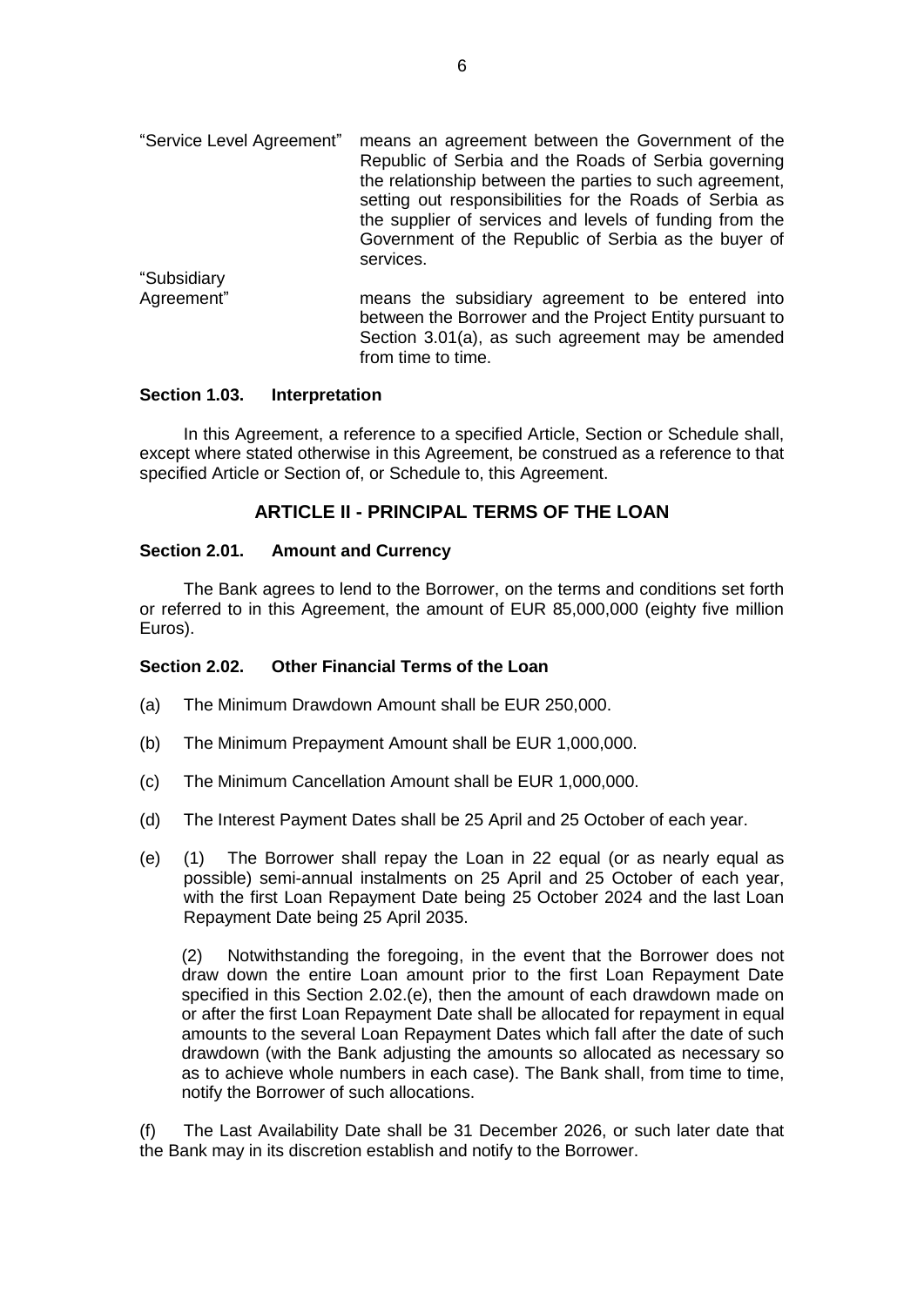| | |
|---|---|
| "Service Level Agreement" | means an agreement between the Government of the Republic of Serbia and the Roads of Serbia governing the relationship between the parties to such agreement, setting out responsibilities for the Roads of Serbia as the supplier of services and levels of funding from the Government of the Republic of Serbia as the buyer of services. |
| "Subsidiary Agreement" | means the subsidiary agreement to be entered into between the Borrower and the Project Entity pursuant to Section 3.01(a), as such agreement may be amended from time to time. |

**Section 1.03. Interpretation**

In this Agreement, a reference to a specified Article, Section or Schedule shall, except where stated otherwise in this Agreement, be construed as a reference to that specified Article or Section of, or Schedule to, this Agreement.

## ARTICLE II - PRINCIPAL TERMS OF THE LOAN

**Section 2.01. Amount and Currency**

The Bank agrees to lend to the Borrower, on the terms and conditions set forth or referred to in this Agreement, the amount of EUR 85,000,000 (eighty five million Euros).

**Section 2.02. Other Financial Terms of the Loan**

(a) The Minimum Drawdown Amount shall be EUR 250,000.

(b) The Minimum Prepayment Amount shall be EUR 1,000,000.

(c) The Minimum Cancellation Amount shall be EUR 1,000,000.

(d) The Interest Payment Dates shall be 25 April and 25 October of each year.

(e) (1) The Borrower shall repay the Loan in 22 equal (or as nearly equal as possible) semi-annual instalments on 25 April and 25 October of each year, with the first Loan Repayment Date being 25 October 2024 and the last Loan Repayment Date being 25 April 2035.

(2) Notwithstanding the foregoing, in the event that the Borrower does not draw down the entire Loan amount prior to the first Loan Repayment Date specified in this Section 2.02.(e), then the amount of each drawdown made on or after the first Loan Repayment Date shall be allocated for repayment in equal amounts to the several Loan Repayment Dates which fall after the date of such drawdown (with the Bank adjusting the amounts so allocated as necessary so as to achieve whole numbers in each case). The Bank shall, from time to time, notify the Borrower of such allocations.

(f) The Last Availability Date shall be 31 December 2026, or such later date that the Bank may in its discretion establish and notify to the Borrower.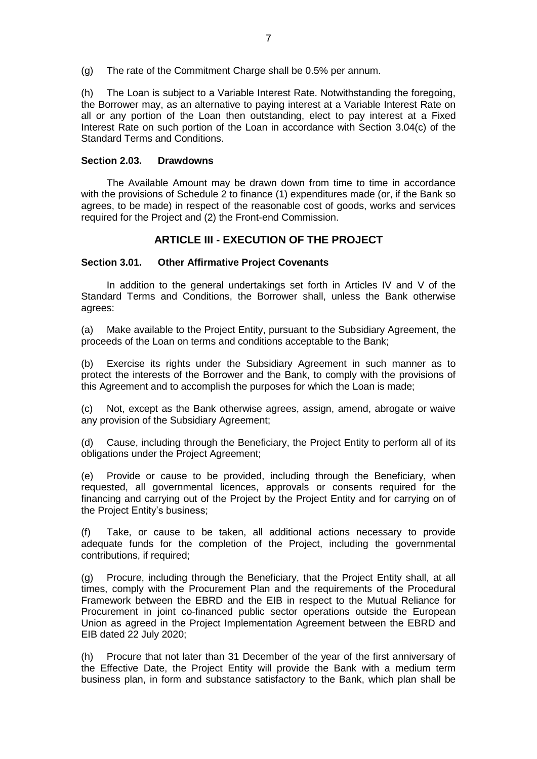(g) The rate of the Commitment Charge shall be 0.5% per annum.

(h) The Loan is subject to a Variable Interest Rate. Notwithstanding the foregoing, the Borrower may, as an alternative to paying interest at a Variable Interest Rate on all or any portion of the Loan then outstanding, elect to pay interest at a Fixed Interest Rate on such portion of the Loan in accordance with Section 3.04(c) of the Standard Terms and Conditions.

**Section 2.03. Drawdowns**

The Available Amount may be drawn down from time to time in accordance with the provisions of Schedule 2 to finance (1) expenditures made (or, if the Bank so agrees, to be made) in respect of the reasonable cost of goods, works and services required for the Project and (2) the Front-end Commission.

## ARTICLE III - EXECUTION OF THE PROJECT

**Section 3.01. Other Affirmative Project Covenants**

In addition to the general undertakings set forth in Articles IV and V of the Standard Terms and Conditions, the Borrower shall, unless the Bank otherwise agrees:

(a) Make available to the Project Entity, pursuant to the Subsidiary Agreement, the proceeds of the Loan on terms and conditions acceptable to the Bank;

(b) Exercise its rights under the Subsidiary Agreement in such manner as to protect the interests of the Borrower and the Bank, to comply with the provisions of this Agreement and to accomplish the purposes for which the Loan is made;

(c) Not, except as the Bank otherwise agrees, assign, amend, abrogate or waive any provision of the Subsidiary Agreement;

(d) Cause, including through the Beneficiary, the Project Entity to perform all of its obligations under the Project Agreement;

(e) Provide or cause to be provided, including through the Beneficiary, when requested, all governmental licences, approvals or consents required for the financing and carrying out of the Project by the Project Entity and for carrying on of the Project Entity's business;

(f) Take, or cause to be taken, all additional actions necessary to provide adequate funds for the completion of the Project, including the governmental contributions, if required;

(g) Procure, including through the Beneficiary, that the Project Entity shall, at all times, comply with the Procurement Plan and the requirements of the Procedural Framework between the EBRD and the EIB in respect to the Mutual Reliance for Procurement in joint co-financed public sector operations outside the European Union as agreed in the Project Implementation Agreement between the EBRD and EIB dated 22 July 2020;

(h) Procure that not later than 31 December of the year of the first anniversary of the Effective Date, the Project Entity will provide the Bank with a medium term business plan, in form and substance satisfactory to the Bank, which plan shall be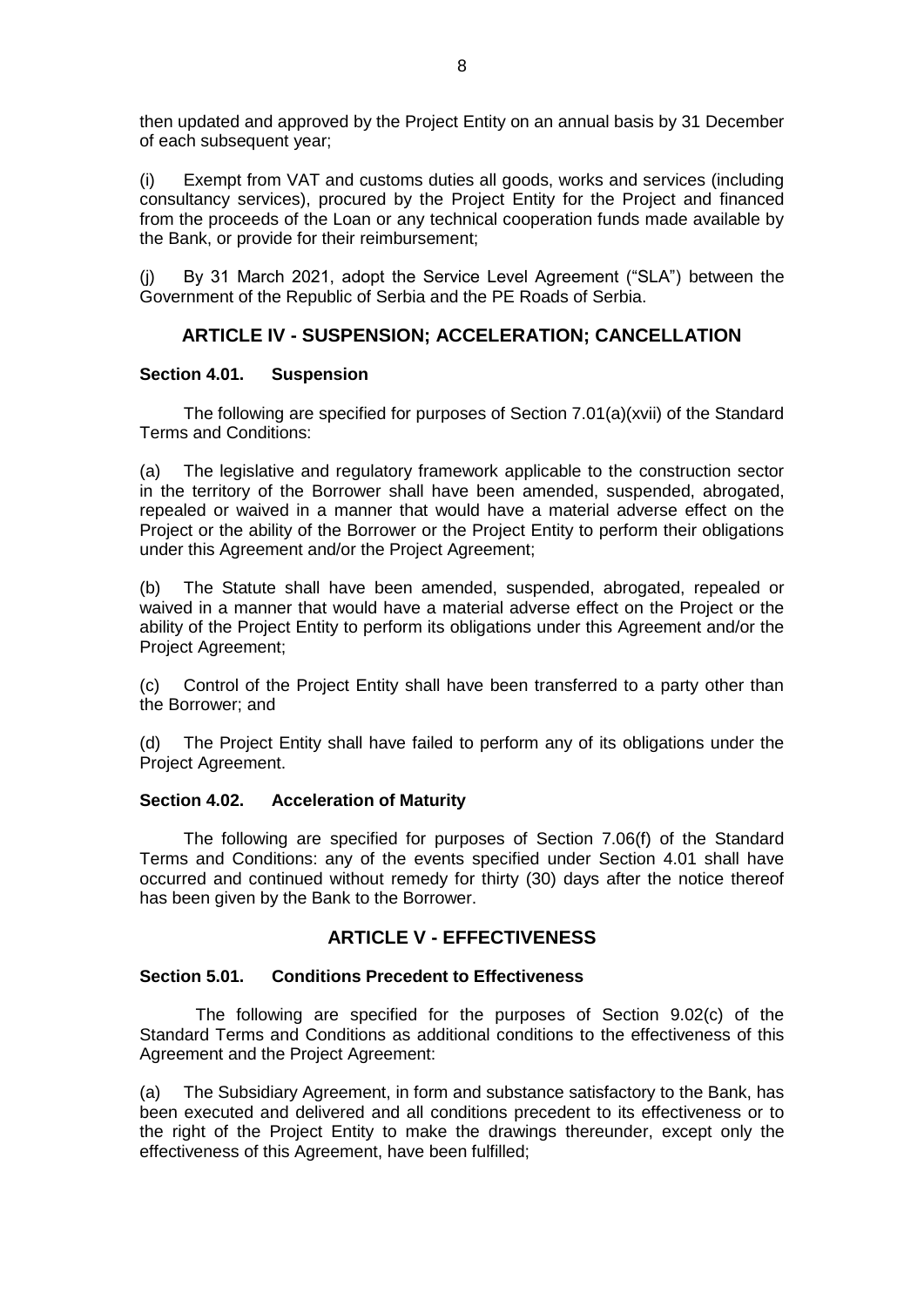then updated and approved by the Project Entity on an annual basis by 31 December of each subsequent year;

(i) Exempt from VAT and customs duties all goods, works and services (including consultancy services), procured by the Project Entity for the Project and financed from the proceeds of the Loan or any technical cooperation funds made available by the Bank, or provide for their reimbursement;

(j) By 31 March 2021, adopt the Service Level Agreement ("SLA") between the Government of the Republic of Serbia and the PE Roads of Serbia.

## ARTICLE IV - SUSPENSION; ACCELERATION; CANCELLATION

### Section 4.01. Suspension

The following are specified for purposes of Section 7.01(a)(xvii) of the Standard Terms and Conditions:

(a) The legislative and regulatory framework applicable to the construction sector in the territory of the Borrower shall have been amended, suspended, abrogated, repealed or waived in a manner that would have a material adverse effect on the Project or the ability of the Borrower or the Project Entity to perform their obligations under this Agreement and/or the Project Agreement;

(b) The Statute shall have been amended, suspended, abrogated, repealed or waived in a manner that would have a material adverse effect on the Project or the ability of the Project Entity to perform its obligations under this Agreement and/or the Project Agreement;

(c) Control of the Project Entity shall have been transferred to a party other than the Borrower; and

(d) The Project Entity shall have failed to perform any of its obligations under the Project Agreement.

### Section 4.02. Acceleration of Maturity

The following are specified for purposes of Section 7.06(f) of the Standard Terms and Conditions: any of the events specified under Section 4.01 shall have occurred and continued without remedy for thirty (30) days after the notice thereof has been given by the Bank to the Borrower.

## ARTICLE V - EFFECTIVENESS

### Section 5.01. Conditions Precedent to Effectiveness

The following are specified for the purposes of Section 9.02(c) of the Standard Terms and Conditions as additional conditions to the effectiveness of this Agreement and the Project Agreement:

(a) The Subsidiary Agreement, in form and substance satisfactory to the Bank, has been executed and delivered and all conditions precedent to its effectiveness or to the right of the Project Entity to make the drawings thereunder, except only the effectiveness of this Agreement, have been fulfilled;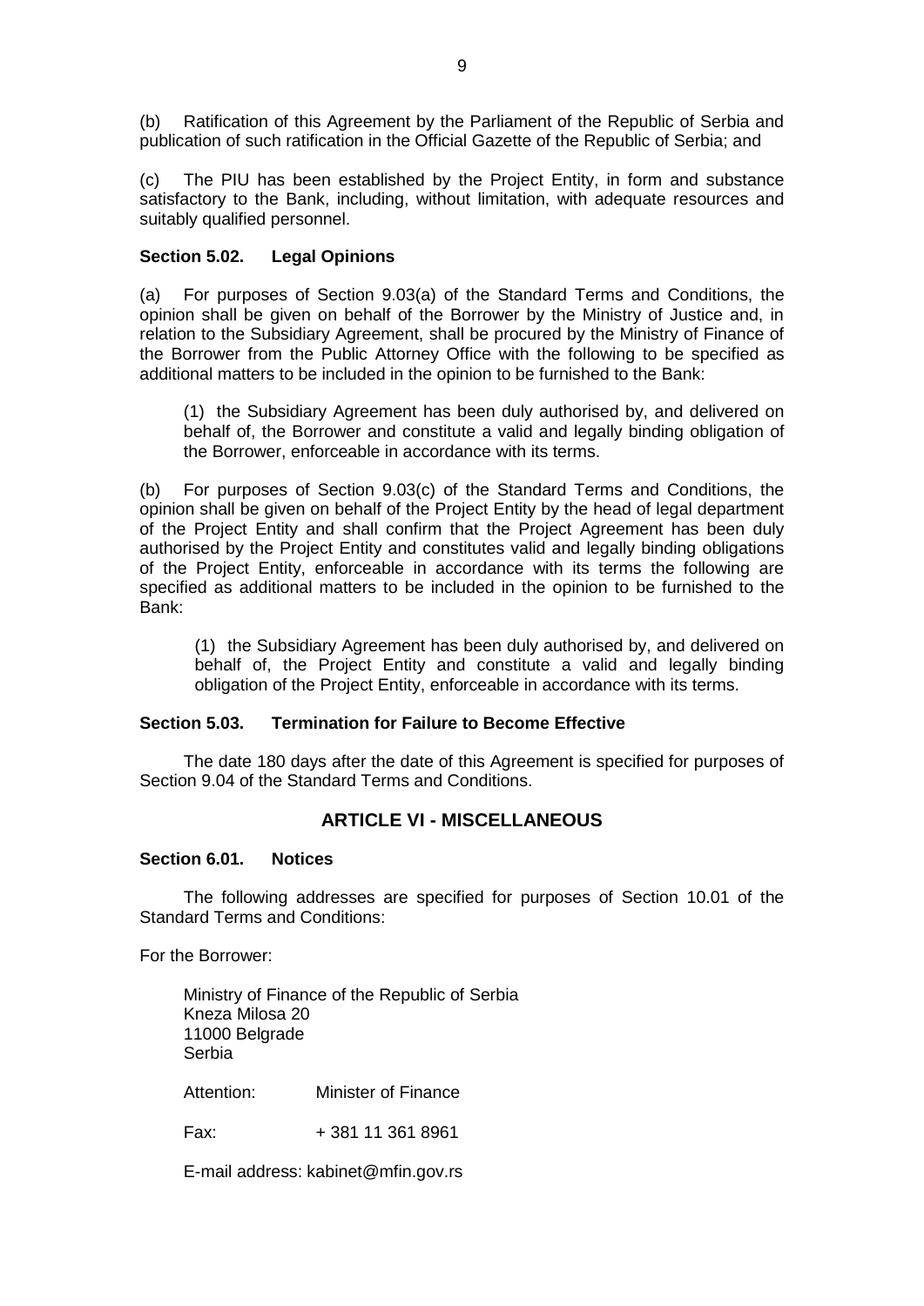(b) Ratification of this Agreement by the Parliament of the Republic of Serbia and publication of such ratification in the Official Gazette of the Republic of Serbia; and

(c) The PIU has been established by the Project Entity, in form and substance satisfactory to the Bank, including, without limitation, with adequate resources and suitably qualified personnel.

**Section 5.02. Legal Opinions**

(a) For purposes of Section 9.03(a) of the Standard Terms and Conditions, the opinion shall be given on behalf of the Borrower by the Ministry of Justice and, in relation to the Subsidiary Agreement, shall be procured by the Ministry of Finance of the Borrower from the Public Attorney Office with the following to be specified as additional matters to be included in the opinion to be furnished to the Bank:

(1) the Subsidiary Agreement has been duly authorised by, and delivered on behalf of, the Borrower and constitute a valid and legally binding obligation of the Borrower, enforceable in accordance with its terms.

(b) For purposes of Section 9.03(c) of the Standard Terms and Conditions, the opinion shall be given on behalf of the Project Entity by the head of legal department of the Project Entity and shall confirm that the Project Agreement has been duly authorised by the Project Entity and constitutes valid and legally binding obligations of the Project Entity, enforceable in accordance with its terms the following are specified as additional matters to be included in the opinion to be furnished to the Bank:

(1) the Subsidiary Agreement has been duly authorised by, and delivered on behalf of, the Project Entity and constitute a valid and legally binding obligation of the Project Entity, enforceable in accordance with its terms.

**Section 5.03. Termination for Failure to Become Effective**

The date 180 days after the date of this Agreement is specified for purposes of Section 9.04 of the Standard Terms and Conditions.

## ARTICLE VI - MISCELLANEOUS

**Section 6.01. Notices**

The following addresses are specified for purposes of Section 10.01 of the Standard Terms and Conditions:

For the Borrower:

Ministry of Finance of the Republic of Serbia
Kneza Milosa 20
11000 Belgrade
Serbia

Attention: Minister of Finance

Fax: + 381 11 361 8961

E-mail address: kabinet@mfin.gov.rs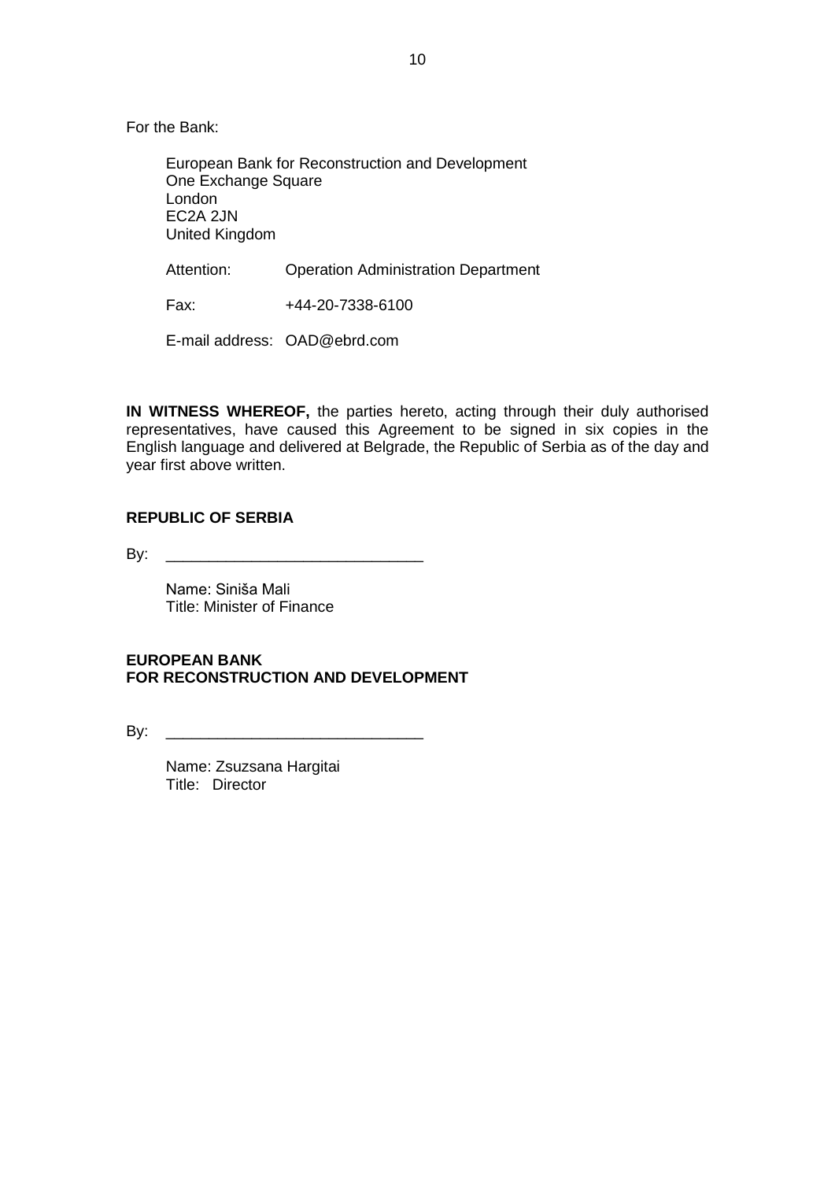For the Bank:

European Bank for Reconstruction and Development
One Exchange Square
London
EC2A 2JN
United Kingdom

Attention: Operation Administration Department

Fax: +44-20-7338-6100

E-mail address: OAD@ebrd.com

**IN WITNESS WHEREOF,** the parties hereto, acting through their duly authorised representatives, have caused this Agreement to be signed in six copies in the English language and delivered at Belgrade, the Republic of Serbia as of the day and year first above written.

**REPUBLIC OF SERBIA**

By: ______________________________

Name: Siniša Mali
Title: Minister of Finance

**EUROPEAN BANK**
**FOR RECONSTRUCTION AND DEVELOPMENT**

By: ______________________________

Name: Zsuzsana Hargitai
Title: Director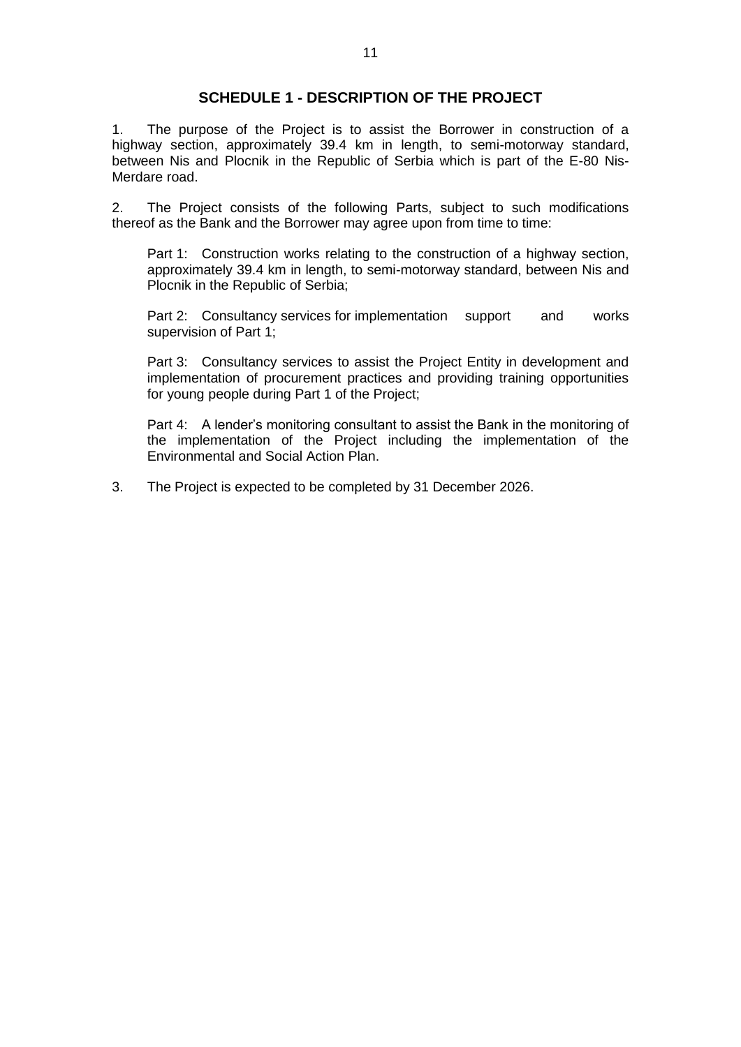## SCHEDULE 1 - DESCRIPTION OF THE PROJECT

1. The purpose of the Project is to assist the Borrower in construction of a highway section, approximately 39.4 km in length, to semi-motorway standard, between Nis and Plocnik in the Republic of Serbia which is part of the E-80 Nis-Merdare road.

2. The Project consists of the following Parts, subject to such modifications thereof as the Bank and the Borrower may agree upon from time to time:

   Part 1: Construction works relating to the construction of a highway section, approximately 39.4 km in length, to semi-motorway standard, between Nis and Plocnik in the Republic of Serbia;

   Part 2: Consultancy services for implementation support and works supervision of Part 1;

   Part 3: Consultancy services to assist the Project Entity in development and implementation of procurement practices and providing training opportunities for young people during Part 1 of the Project;

   Part 4: A lender's monitoring consultant to assist the Bank in the monitoring of the implementation of the Project including the implementation of the Environmental and Social Action Plan.

3. The Project is expected to be completed by 31 December 2026.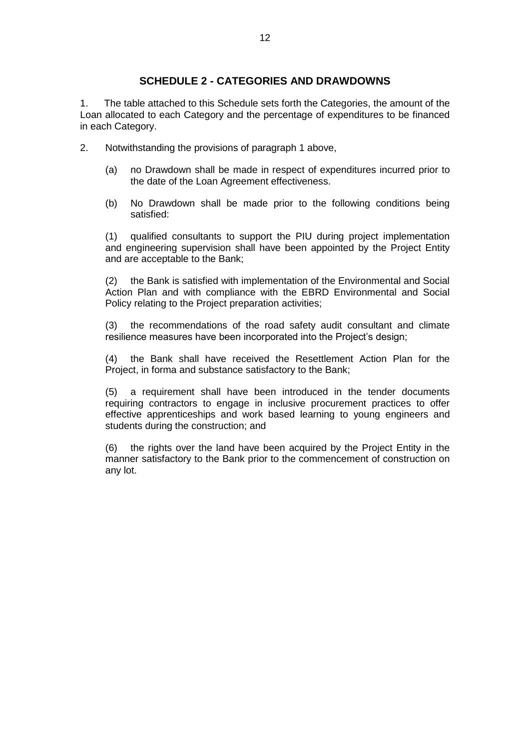## SCHEDULE 2 - CATEGORIES AND DRAWDOWNS

1. The table attached to this Schedule sets forth the Categories, the amount of the Loan allocated to each Category and the percentage of expenditures to be financed in each Category.

2. Notwithstanding the provisions of paragraph 1 above,

   (a) no Drawdown shall be made in respect of expenditures incurred prior to the date of the Loan Agreement effectiveness.

   (b) No Drawdown shall be made prior to the following conditions being satisfied:

   (1) qualified consultants to support the PIU during project implementation and engineering supervision shall have been appointed by the Project Entity and are acceptable to the Bank;

   (2) the Bank is satisfied with implementation of the Environmental and Social Action Plan and with compliance with the EBRD Environmental and Social Policy relating to the Project preparation activities;

   (3) the recommendations of the road safety audit consultant and climate resilience measures have been incorporated into the Project's design;

   (4) the Bank shall have received the Resettlement Action Plan for the Project, in forma and substance satisfactory to the Bank;

   (5) a requirement shall have been introduced in the tender documents requiring contractors to engage in inclusive procurement practices to offer effective apprenticeships and work based learning to young engineers and students during the construction; and

   (6) the rights over the land have been acquired by the Project Entity in the manner satisfactory to the Bank prior to the commencement of construction on any lot.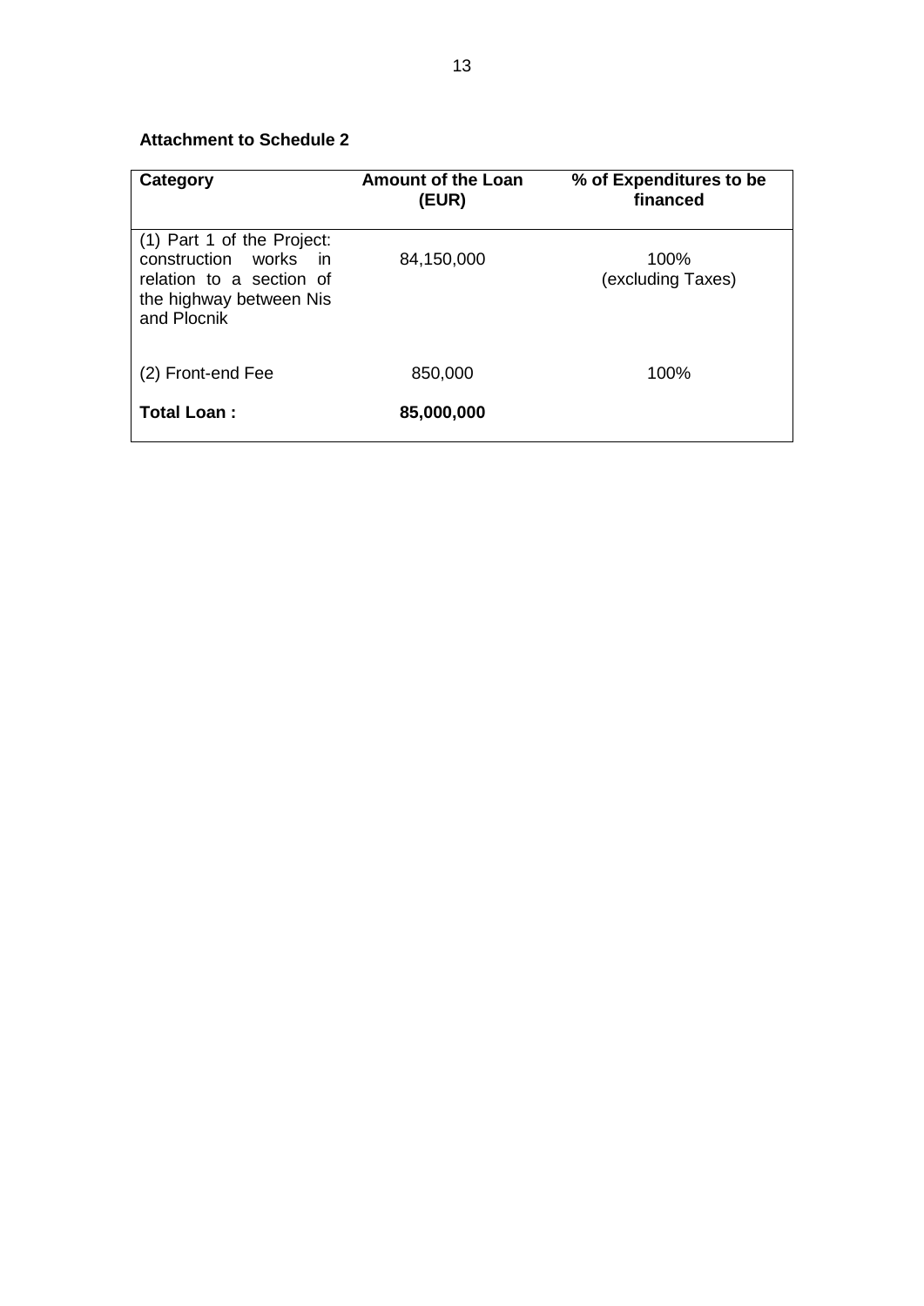**Attachment to Schedule 2**

| Category | Amount of the Loan (EUR) | % of Expenditures to be financed |
|---|---|---|
| (1) Part 1 of the Project: construction works in relation to a section of the highway between Nis and Plocnik | 84,150,000 | 100% (excluding Taxes) |
| (2) Front-end Fee | 850,000 | 100% |
| **Total Loan :** | **85,000,000** | |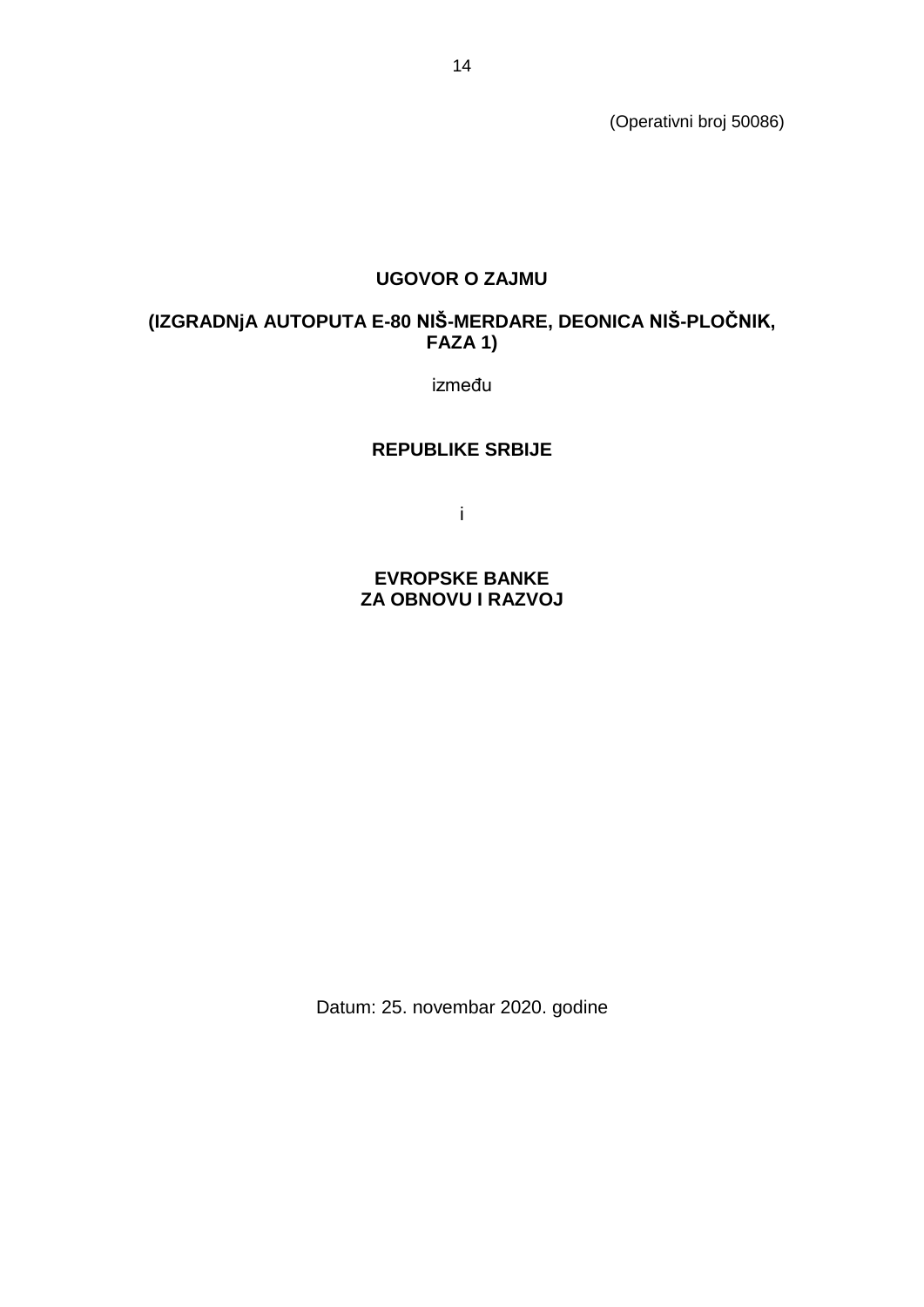(Operativni broj 50086)

# UGOVOR O ZAJMU

## (IZGRADNjA AUTOPUTA E-80 NIŠ-MERDARE, DEONICA NIŠ-PLOČNIK, FAZA 1)

između

**REPUBLIKE SRBIJE**

i

**EVROPSKE BANKE ZA OBNOVU I RAZVOJ**

Datum: 25. novembar 2020. godine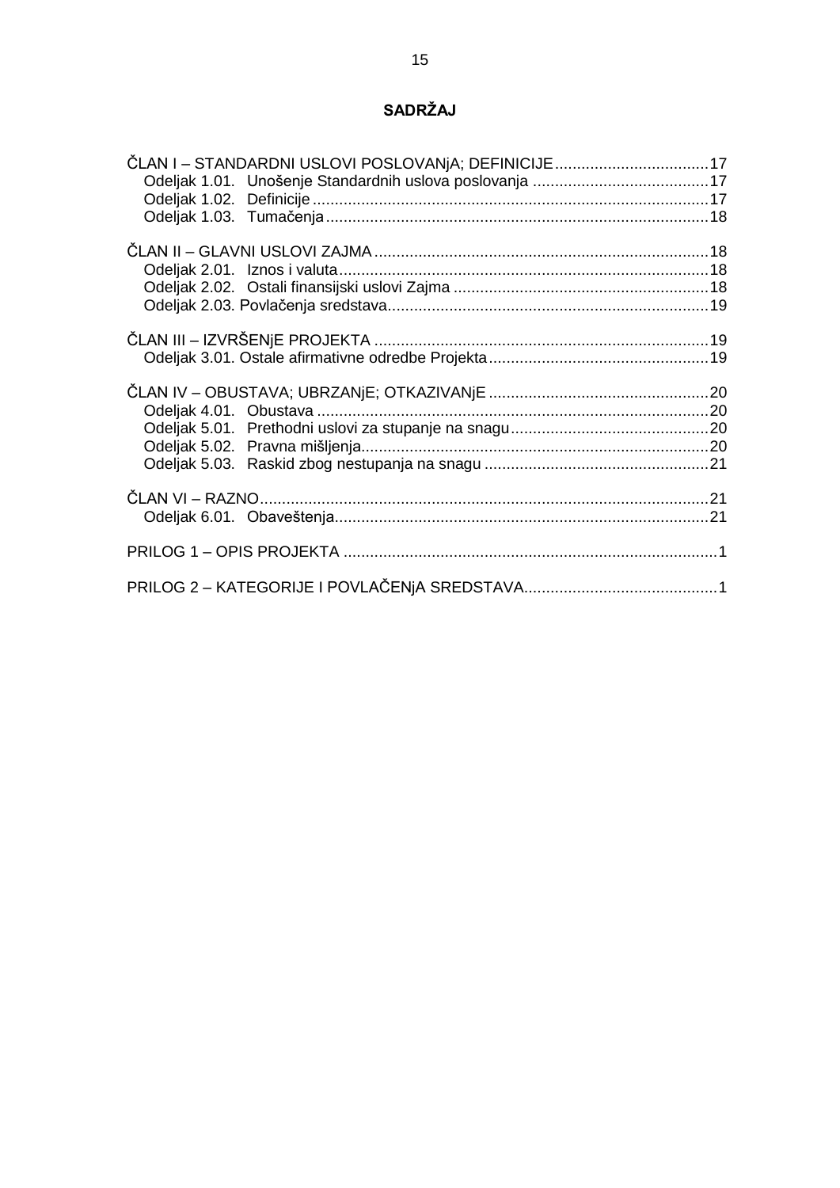# SADRŽAJ

ČLAN I – STANDARDNI USLOVI POSLOVANjA; DEFINICIJE .....17
- Odeljak 1.01. Unošenje Standardnih uslova poslovanja .....17
- Odeljak 1.02. Definicije .....17
- Odeljak 1.03. Tumačenja .....18

ČLAN II – GLAVNI USLOVI ZAJMA .....18
- Odeljak 2.01. Iznos i valuta .....18
- Odeljak 2.02. Ostali finansijski uslovi Zajma .....18
- Odeljak 2.03. Povlačenja sredstava .....19

ČLAN III – IZVRŠENjE PROJEKTA .....19
- Odeljak 3.01. Ostale afirmativne odredbe Projekta .....19

ČLAN IV – OBUSTAVA; UBRZANjE; OTKAZIVANjE .....20
- Odeljak 4.01. Obustava .....20
- Odeljak 5.01. Prethodni uslovi za stupanje na snagu .....20
- Odeljak 5.02. Pravna mišljenja .....20
- Odeljak 5.03. Raskid zbog nestupanja na snagu .....21

ČLAN VI – RAZNO .....21
- Odeljak 6.01. Obaveštenja .....21

PRILOG 1 – OPIS PROJEKTA .....1

PRILOG 2 – KATEGORIJE I POVLAČENjA SREDSTAVA .....1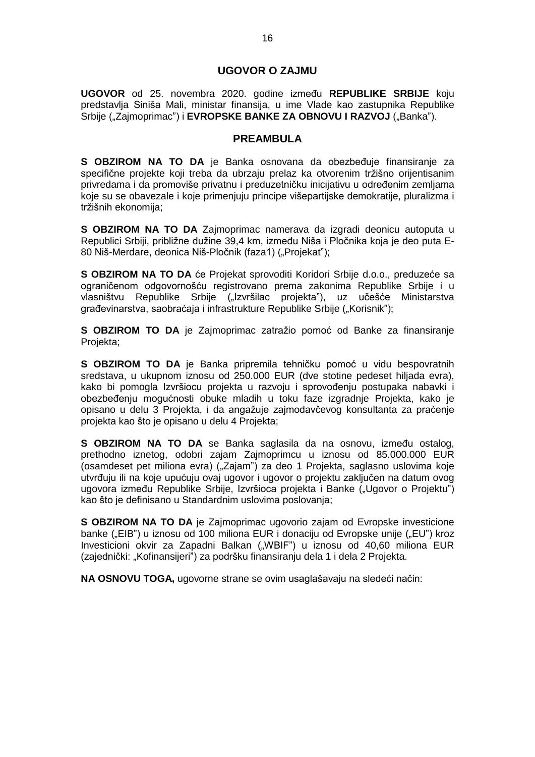## UGOVOR O ZAJMU

**UGOVOR** od 25. novembra 2020. godine između **REPUBLIKE SRBIJE** koju predstavlja Siniša Mali, ministar finansija, u ime Vlade kao zastupnika Republike Srbije („Zajmoprimac") i **EVROPSKE BANKE ZA OBNOVU I RAZVOJ** („Banka").

## PREAMBULA

**S OBZIROM NA TO DA** je Banka osnovana da obezbeđuje finansiranje za specifične projekte koji treba da ubrzaju prelaz ka otvorenim tržišno orijentisanim privredama i da promoviše privatnu i preduzetničku inicijativu u određenim zemljama koje su se obavezale i koje primenjuju principe višepartijske demokratije, pluralizma i tržišnih ekonomija;

**S OBZIROM NA TO DA** Zajmoprimac namerava da izgradi deonicu autoputa u Republici Srbiji, približne dužine 39,4 km, između Niša i Pločnika koja je deo puta E-80 Niš-Merdare, deonica Niš-Pločnik (faza1) („Projekat");

**S OBZIROM NA TO DA** će Projekat sprovoditi Koridori Srbije d.o.o., preduzeće sa ograničenom odgovornošću registrovano prema zakonima Republike Srbije i u vlasništvu Republike Srbije („Izvršilac projekta"), uz učešće Ministarstva građevinarstva, saobraćaja i infrastrukture Republike Srbije („Korisnik");

**S OBZIROM TO DA** je Zajmoprimac zatražio pomoć od Banke za finansiranje Projekta;

**S OBZIROM TO DA** je Banka pripremila tehničku pomoć u vidu bespovratnih sredstava, u ukupnom iznosu od 250.000 EUR (dve stotine pedeset hiljada evra), kako bi pomogla Izvršiocu projekta u razvoju i sprovođenju postupaka nabavki i obezbeđenju mogućnosti obuke mladih u toku faze izgradnje Projekta, kako je opisano u delu 3 Projekta, i da angažuje zajmodavčevog konsultanta za praćenje projekta kao što je opisano u delu 4 Projekta;

**S OBZIROM NA TO DA** se Banka saglasila da na osnovu, između ostalog, prethodno iznetog, odobri zajam Zajmoprimcu u iznosu od 85.000.000 EUR (osamdeset pet miliona evra) („Zajam") za deo 1 Projekta, saglasno uslovima koje utvrđuju ili na koje upućuju ovaj ugovor i ugovor o projektu zaključen na datum ovog ugovora između Republike Srbije, Izvršioca projekta i Banke („Ugovor o Projektu") kao što je definisano u Standardnim uslovima poslovanja;

**S OBZIROM NA TO DA** je Zajmoprimac ugovorio zajam od Evropske investicione banke („EIB") u iznosu od 100 miliona EUR i donaciju od Evropske unije („EU") kroz Investicioni okvir za Zapadni Balkan („WBIF") u iznosu od 40,60 miliona EUR (zajednički: „Kofinansijeri") za podršku finansiranju dela 1 i dela 2 Projekta.

**NA OSNOVU TOGA,** ugovorne strane se ovim usaglašavaju na sledeći način: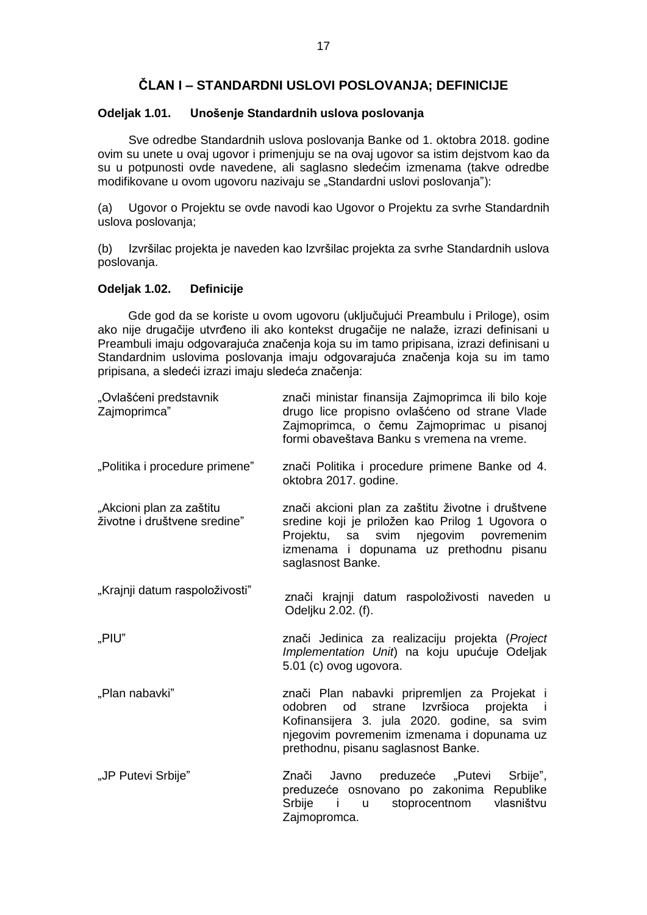## ČLAN I – STANDARDNI USLOVI POSLOVANJA; DEFINICIJE

**Odeljak 1.01. Unošenje Standardnih uslova poslovanja**

Sve odredbe Standardnih uslova poslovanja Banke od 1. oktobra 2018. godine ovim su unete u ovaj ugovor i primenjuju se na ovaj ugovor sa istim dejstvom kao da su u potpunosti ovde navedene, ali saglasno sledećim izmenama (takve odredbe modifikovane u ovom ugovoru nazivaju se „Standardni uslovi poslovanja”):

(a) Ugovor o Projektu se ovde navodi kao Ugovor o Projektu za svrhe Standardnih uslova poslovanja;

(b) Izvršilac projekta je naveden kao Izvršilac projekta za svrhe Standardnih uslova poslovanja.

**Odeljak 1.02. Definicije**

Gde god da se koriste u ovom ugovoru (uključujući Preambulu i Priloge), osim ako nije drugačije utvrđeno ili ako kontekst drugačije ne nalaže, izrazi definisani u Preambuli imaju odgovarajuća značenja koja su im tamo pripisana, izrazi definisani u Standardnim uslovima poslovanja imaju odgovarajuća značenja koja su im tamo pripisana, a sledeći izrazi imaju sledeća značenja:

„Ovlašćeni predstavnik Zajmoprimca” znači ministar finansija Zajmoprimca ili bilo koje drugo lice propisno ovlašćeno od strane Vlade Zajmoprimca, o čemu Zajmoprimac u pisanoj formi obaveštava Banku s vremena na vreme.

„Politika i procedure primene” znači Politika i procedure primene Banke od 4. oktobra 2017. godine.

„Akcioni plan za zaštitu životne i društvene sredine” znači akcioni plan za zaštitu životne i društvene sredine koji je priložen kao Prilog 1 Ugovora o Projektu, sa svim njegovim povremenim izmenama i dopunama uz prethodnu pisanu saglasnost Banke.

„Krajnji datum raspoloživosti” znači krajnji datum raspoloživosti naveden u Odeljku 2.02. (f).

„PIU” znači Jedinica za realizaciju projekta (*Project Implementation Unit*) na koju upućuje Odeljak 5.01 (c) ovog ugovora.

„Plan nabavki” znači Plan nabavki pripremljen za Projekat i odobren od strane Izvršioca projekta i Kofinansijera 3. jula 2020. godine, sa svim njegovim povremenim izmenama i dopunama uz prethodnu, pisanu saglasnost Banke.

„JP Putevi Srbije” Znači Javno preduzeće „Putevi Srbije”, preduzeće osnovano po zakonima Republike Srbije i u stoprocentnom vlasništvu Zajmopromca.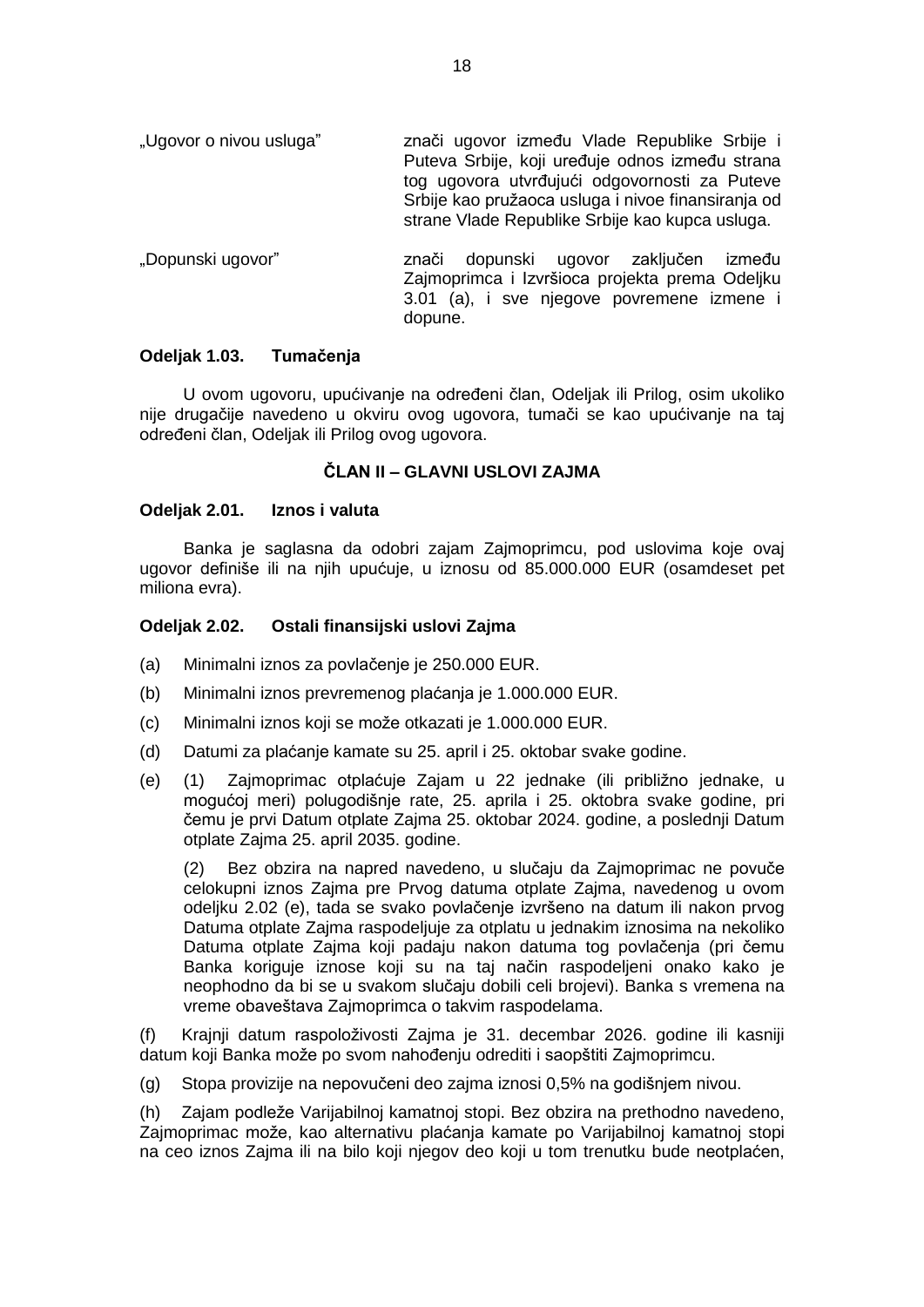„Ugovor o nivou usluga” znači ugovor između Vlade Republike Srbije i Puteva Srbije, koji uređuje odnos između strana tog ugovora utvrđujući odgovornosti za Puteve Srbije kao pružaoca usluga i nivoe finansiranja od strane Vlade Republike Srbije kao kupca usluga.

„Dopunski ugovor” znači dopunski ugovor zaključen između Zajmoprimca i Izvršioca projekta prema Odeljku 3.01 (a), i sve njegove povremene izmene i dopune.

**Odeljak 1.03. Tumačenja**

U ovom ugovoru, upućivanje na određeni član, Odeljak ili Prilog, osim ukoliko nije drugačije navedeno u okviru ovog ugovora, tumači se kao upućivanje na taj određeni član, Odeljak ili Prilog ovog ugovora.

## ČLAN II – GLAVNI USLOVI ZAJMA

**Odeljak 2.01. Iznos i valuta**

Banka je saglasna da odobri zajam Zajmoprimcu, pod uslovima koje ovaj ugovor definiše ili na njih upućuje, u iznosu od 85.000.000 EUR (osamdeset pet miliona evra).

**Odeljak 2.02. Ostali finansijski uslovi Zajma**

(a) Minimalni iznos za povlačenje je 250.000 EUR.

(b) Minimalni iznos prevremenog plaćanja je 1.000.000 EUR.

(c) Minimalni iznos koji se može otkazati je 1.000.000 EUR.

(d) Datumi za plaćanje kamate su 25. april i 25. oktobar svake godine.

(e) (1) Zajmoprimac otplaćuje Zajam u 22 jednake (ili približno jednake, u mogućoj meri) polugodišnje rate, 25. aprila i 25. oktobra svake godine, pri čemu je prvi Datum otplate Zajma 25. oktobar 2024. godine, a poslednji Datum otplate Zajma 25. april 2035. godine.

(2) Bez obzira na napred navedeno, u slučaju da Zajmoprimac ne povuče celokupni iznos Zajma pre Prvog datuma otplate Zajma, navedenog u ovom odeljku 2.02 (e), tada se svako povlačenje izvršeno na datum ili nakon prvog Datuma otplate Zajma raspodeljuje za otplatu u jednakim iznosima na nekoliko Datuma otplate Zajma koji padaju nakon datuma tog povlačenja (pri čemu Banka koriguje iznose koji su na taj način raspodeljeni onako kako je neophodno da bi se u svakom slučaju dobili celi brojevi). Banka s vremena na vreme obaveštava Zajmoprimca o takvim raspodelama.

(f) Krajnji datum raspoloživosti Zajma je 31. decembar 2026. godine ili kasniji datum koji Banka može po svom nahođenju odrediti i saopštiti Zajmoprimcu.

(g) Stopa provizije na nepovučeni deo zajma iznosi 0,5% na godišnjem nivou.

(h) Zajam podleže Varijabilnoj kamatnoj stopi. Bez obzira na prethodno navedeno, Zajmoprimac može, kao alternativu plaćanja kamate po Varijabilnoj kamatnoj stopi na ceo iznos Zajma ili na bilo koji njegov deo koji u tom trenutku bude neotplaćen,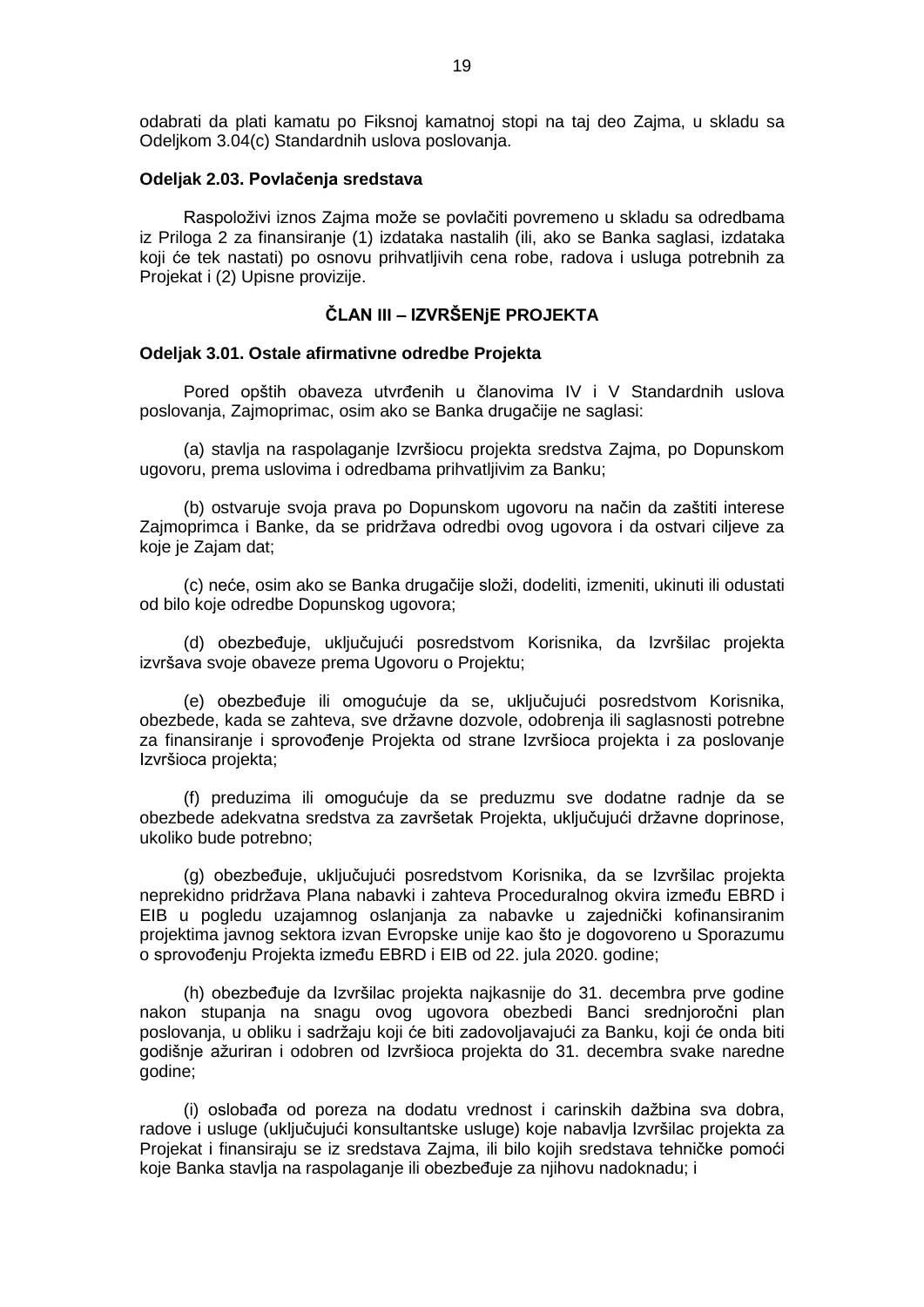odabrati da plati kamatu po Fiksnoj kamatnoj stopi na taj deo Zajma, u skladu sa Odeljkom 3.04(c) Standardnih uslova poslovanja.

**Odeljak 2.03. Povlačenja sredstava**

Raspoloživi iznos Zajma može se povlačiti povremeno u skladu sa odredbama iz Priloga 2 za finansiranje (1) izdataka nastalih (ili, ako se Banka saglasi, izdataka koji će tek nastati) po osnovu prihvatljivih cena robe, radova i usluga potrebnih za Projekat i (2) Upisne provizije.

## ČLAN III – IZVRŠENjE PROJEKTA

**Odeljak 3.01. Ostale afirmativne odredbe Projekta**

Pored opštih obaveza utvrđenih u članovima IV i V Standardnih uslova poslovanja, Zajmoprimac, osim ako se Banka drugačije ne saglasi:

(a) stavlja na raspolaganje Izvršiocu projekta sredstva Zajma, po Dopunskom ugovoru, prema uslovima i odredbama prihvatljivim za Banku;

(b) ostvaruje svoja prava po Dopunskom ugovoru na način da zaštiti interese Zajmoprimca i Banke, da se pridržava odredbi ovog ugovora i da ostvari ciljeve za koje je Zajam dat;

(c) neće, osim ako se Banka drugačije složi, dodeliti, izmeniti, ukinuti ili odustati od bilo koje odredbe Dopunskog ugovora;

(d) obezbeđuje, uključujući posredstvom Korisnika, da Izvršilac projekta izvršava svoje obaveze prema Ugovoru o Projektu;

(e) obezbeđuje ili omogućuje da se, uključujući posredstvom Korisnika, obezbede, kada se zahteva, sve državne dozvole, odobrenja ili saglasnosti potrebne za finansiranje i sprovođenje Projekta od strane Izvršioca projekta i za poslovanje Izvršioca projekta;

(f) preduzima ili omogućuje da se preduzmu sve dodatne radnje da se obezbede adekvatna sredstva za završetak Projekta, uključujući državne doprinose, ukoliko bude potrebno;

(g) obezbeđuje, uključujući posredstvom Korisnika, da se Izvršilac projekta neprekidno pridržava Plana nabavki i zahteva Proceduralnog okvira između EBRD i EIB u pogledu uzajamnog oslanjanja za nabavke u zajednički kofinansiranim projektima javnog sektora izvan Evropske unije kao što je dogovoreno u Sporazumu o sprovođenju Projekta između EBRD i EIB od 22. jula 2020. godine;

(h) obezbeđuje da Izvršilac projekta najkasnije do 31. decembra prve godine nakon stupanja na snagu ovog ugovora obezbedi Banci srednjoročni plan poslovanja, u obliku i sadržaju koji će biti zadovoljavajući za Banku, koji će onda biti godišnje ažuriran i odobren od Izvršioca projekta do 31. decembra svake naredne godine;

(i) oslobađa od poreza na dodatu vrednost i carinskih dažbina sva dobra, radove i usluge (uključujući konsultantske usluge) koje nabavlja Izvršilac projekta za Projekat i finansiraju se iz sredstava Zajma, ili bilo kojih sredstava tehničke pomoći koje Banka stavlja na raspolaganje ili obezbeđuje za njihovu nadoknadu; i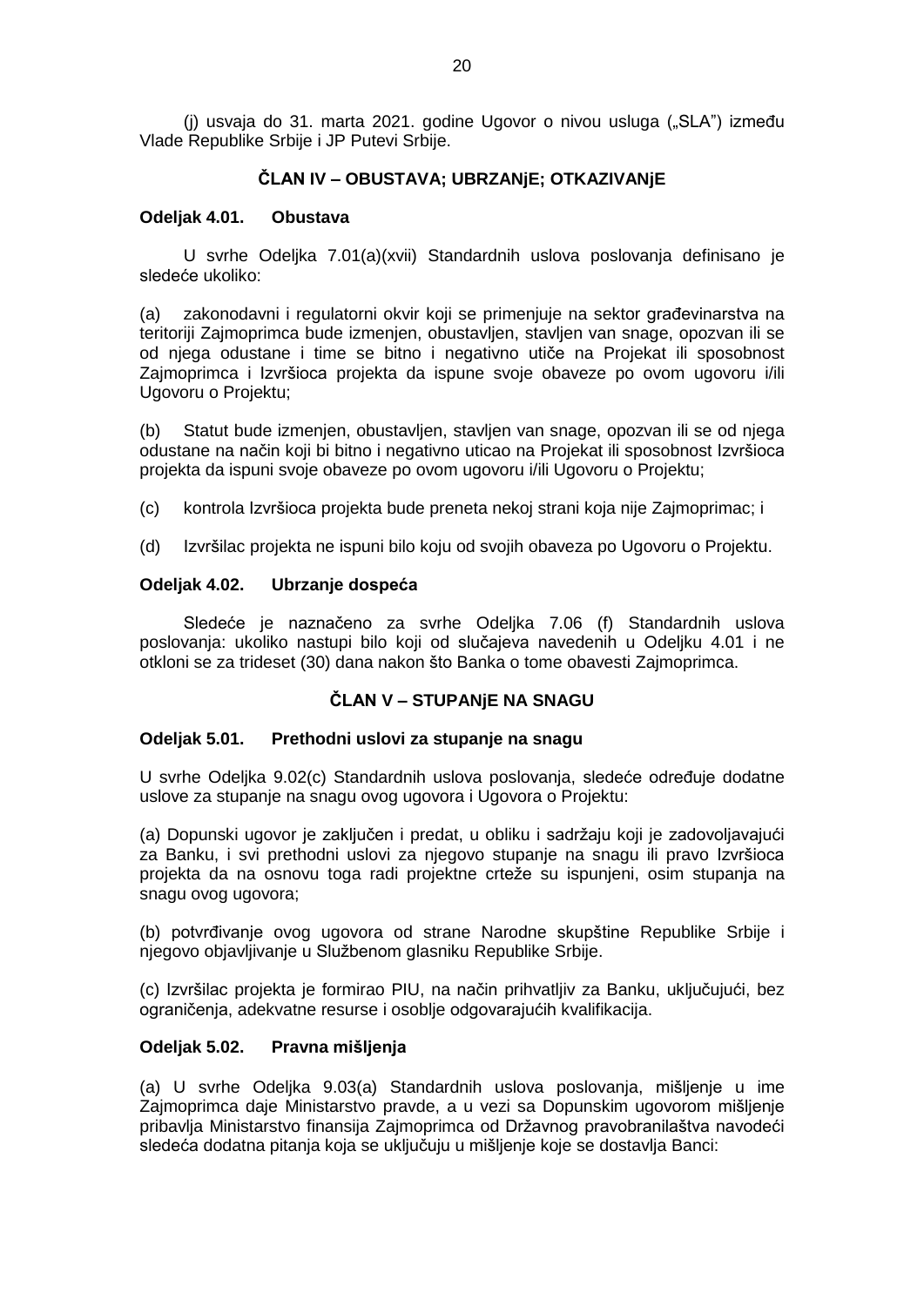(j) usvaja do 31. marta 2021. godine Ugovor o nivou usluga („SLA") između Vlade Republike Srbije i JP Putevi Srbije.

## ČLAN IV – OBUSTAVA; UBRZANjE; OTKAZIVANjE

**Odeljak 4.01. Obustava**

U svrhe Odeljka 7.01(a)(xvii) Standardnih uslova poslovanja definisano je sledeće ukoliko:

(a) zakonodavni i regulatorni okvir koji se primenjuje na sektor građevinarstva na teritoriji Zajmoprimca bude izmenjen, obustavljen, stavljen van snage, opozvan ili se od njega odustane i time se bitno i negativno utiče na Projekat ili sposobnost Zajmoprimca i Izvršioca projekta da ispune svoje obaveze po ovom ugovoru i/ili Ugovoru o Projektu;

(b) Statut bude izmenjen, obustavljen, stavljen van snage, opozvan ili se od njega odustane na način koji bi bitno i negativno uticao na Projekat ili sposobnost Izvršioca projekta da ispuni svoje obaveze po ovom ugovoru i/ili Ugovoru o Projektu;

(c) kontrola Izvršioca projekta bude preneta nekoj strani koja nije Zajmoprimac; i

(d) Izvršilac projekta ne ispuni bilo koju od svojih obaveza po Ugovoru o Projektu.

**Odeljak 4.02. Ubrzanje dospeća**

Sledeće je naznačeno za svrhe Odeljka 7.06 (f) Standardnih uslova poslovanja: ukoliko nastupi bilo koji od slučajeva navedenih u Odeljku 4.01 i ne otkloni se za trideset (30) dana nakon što Banka o tome obavesti Zajmoprimca.

## ČLAN V – STUPANjE NA SNAGU

**Odeljak 5.01. Prethodni uslovi za stupanje na snagu**

U svrhe Odeljka 9.02(c) Standardnih uslova poslovanja, sledeće određuje dodatne uslove za stupanje na snagu ovog ugovora i Ugovora o Projektu:

(a) Dopunski ugovor je zaključen i predat, u obliku i sadržaju koji je zadovoljavajući za Banku, i svi prethodni uslovi za njegovo stupanje na snagu ili pravo Izvršioca projekta da na osnovu toga radi projektne crteže su ispunjeni, osim stupanja na snagu ovog ugovora;

(b) potvrđivanje ovog ugovora od strane Narodne skupštine Republike Srbije i njegovo objavljivanje u Službenom glasniku Republike Srbije.

(c) Izvršilac projekta je formirao PIU, na način prihvatljiv za Banku, uključujući, bez ograničenja, adekvatne resurse i osoblje odgovarajućih kvalifikacija.

**Odeljak 5.02. Pravna mišljenja**

(a) U svrhe Odeljka 9.03(a) Standardnih uslova poslovanja, mišljenje u ime Zajmoprimca daje Ministarstvo pravde, a u vezi sa Dopunskim ugovorom mišljenje pribavlja Ministarstvo finansija Zajmoprimca od Državnog pravobranilaštva navodeći sledeća dodatna pitanja koja se uključuju u mišljenje koje se dostavlja Banci: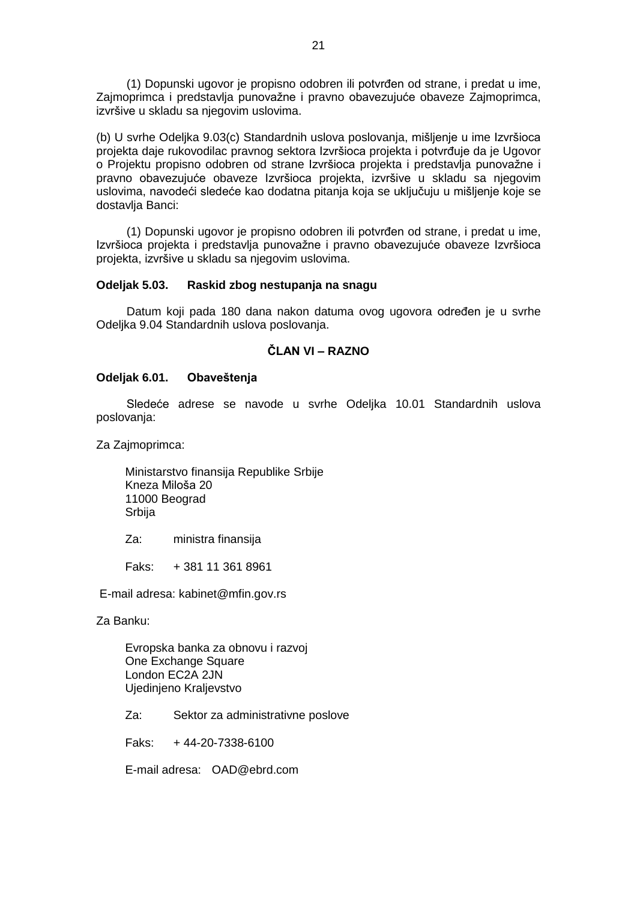(1) Dopunski ugovor je propisno odobren ili potvrđen od strane, i predat u ime, Zajmoprimca i predstavlja punovažne i pravno obavezujuće obaveze Zajmoprimca, izvršive u skladu sa njegovim uslovima.

(b) U svrhe Odeljka 9.03(c) Standardnih uslova poslovanja, mišljenje u ime Izvršioca projekta daje rukovodilac pravnog sektora Izvršioca projekta i potvrđuje da je Ugovor o Projektu propisno odobren od strane Izvršioca projekta i predstavlja punovažne i pravno obavezujuće obaveze Izvršioca projekta, izvršive u skladu sa njegovim uslovima, navodeći sledeće kao dodatna pitanja koja se uključuju u mišljenje koje se dostavlja Banci:

(1) Dopunski ugovor je propisno odobren ili potvrđen od strane, i predat u ime, Izvršioca projekta i predstavlja punovažne i pravno obavezujuće obaveze Izvršioca projekta, izvršive u skladu sa njegovim uslovima.

**Odeljak 5.03. Raskid zbog nestupanja na snagu**

Datum koji pada 180 dana nakon datuma ovog ugovora određen je u svrhe Odeljka 9.04 Standardnih uslova poslovanja.

## ČLAN VI – RAZNO

**Odeljak 6.01. Obaveštenja**

Sledeće adrese se navode u svrhe Odeljka 10.01 Standardnih uslova poslovanja:

Za Zajmoprimca:

Ministarstvo finansija Republike Srbije
Kneza Miloša 20
11000 Beograd
Srbija

Za: ministra finansija

Faks: + 381 11 361 8961

E-mail adresa: kabinet@mfin.gov.rs

Za Banku:

Evropska banka za obnovu i razvoj
One Exchange Square
London EC2A 2JN
Ujedinjeno Kraljevstvo

Za: Sektor za administrativne poslove

Faks: + 44-20-7338-6100

E-mail adresa: OAD@ebrd.com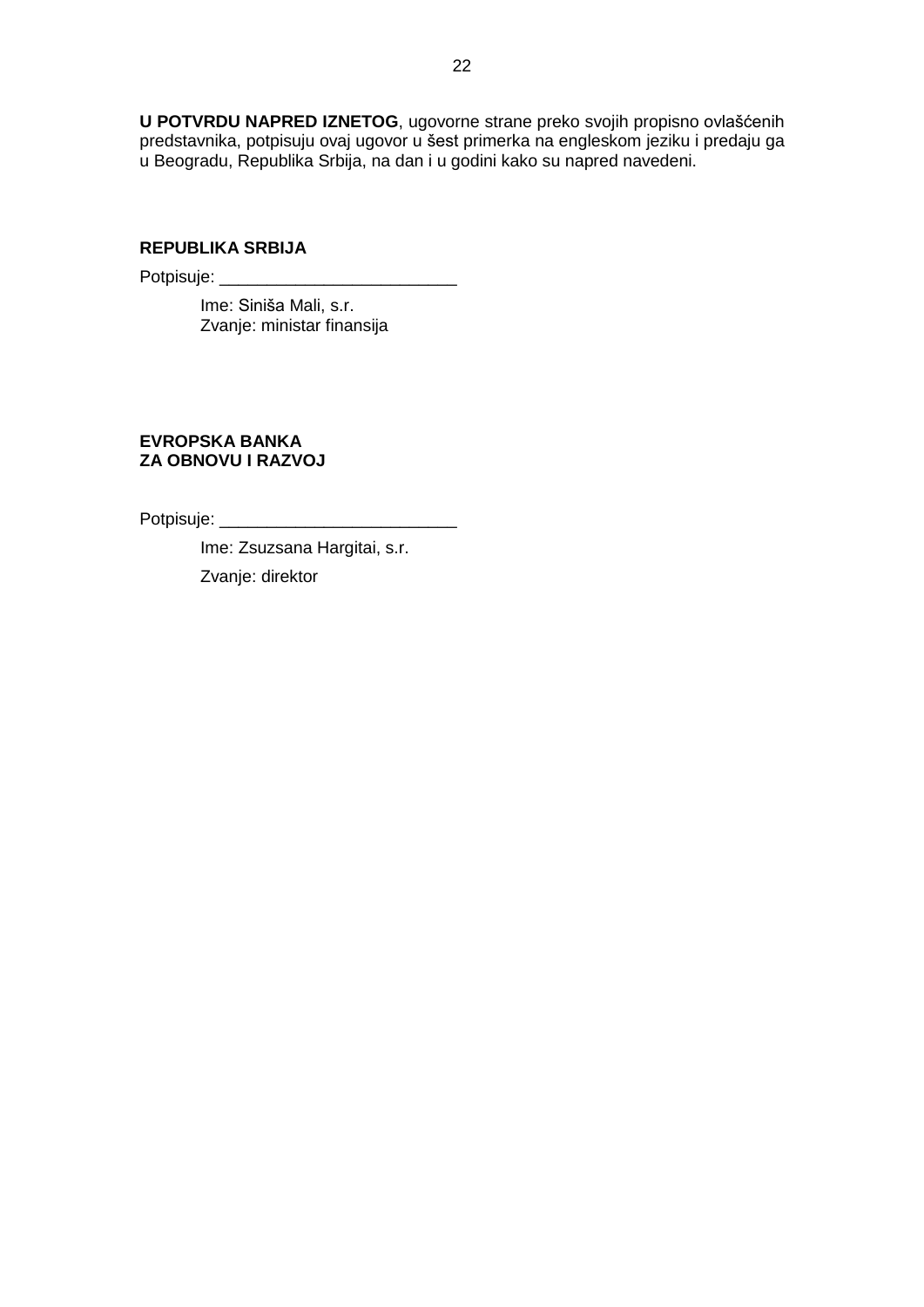**U POTVRDU NAPRED IZNETOG**, ugovorne strane preko svojih propisno ovlašćenih predstavnika, potpisuju ovaj ugovor u šest primerka na engleskom jeziku i predaju ga u Beogradu, Republika Srbija, na dan i u godini kako su napred navedeni.

**REPUBLIKA SRBIJA**

Potpisuje: _________________________

Ime: Siniša Mali, s.r.
Zvanje: ministar finansija

**EVROPSKA BANKA**
**ZA OBNOVU I RAZVOJ**

Potpisuje: _________________________

Ime: Zsuzsana Hargitai, s.r.

Zvanje: direktor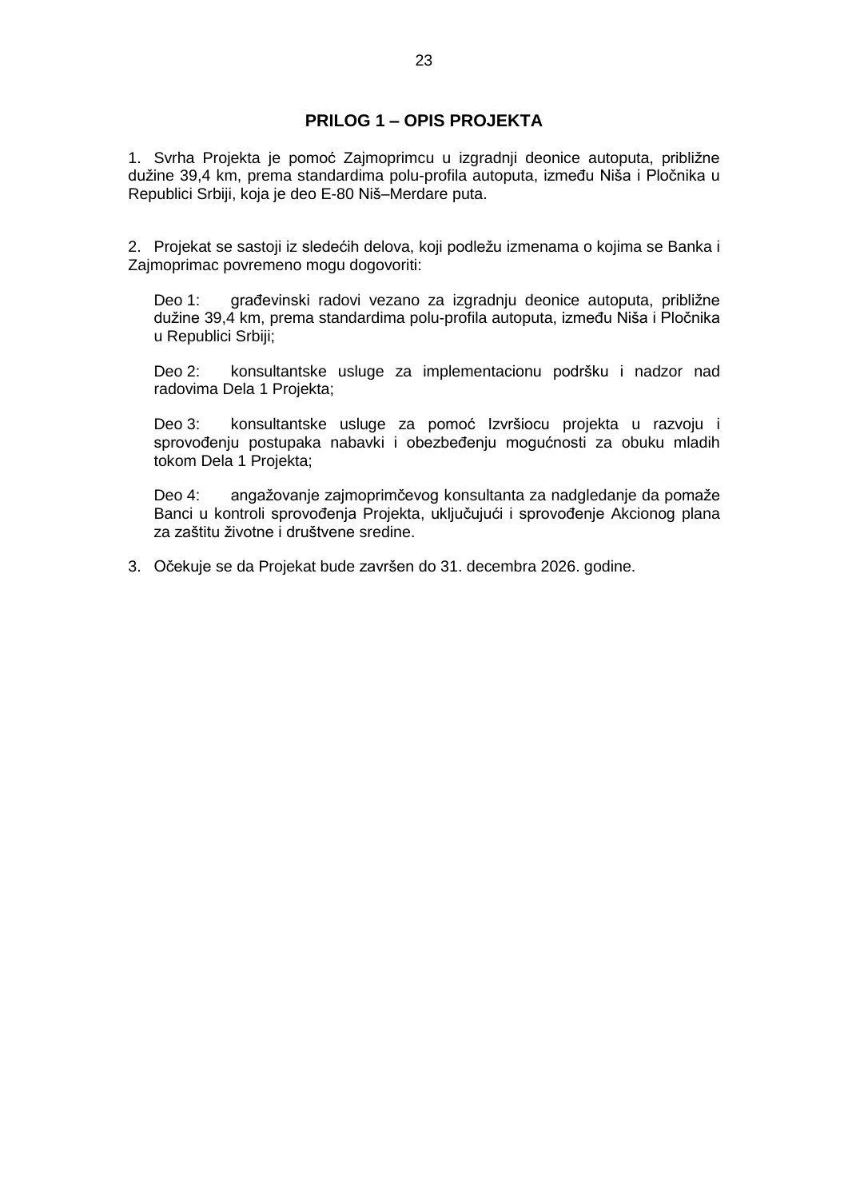## PRILOG 1 – OPIS PROJEKTA

1. Svrha Projekta je pomoć Zajmoprimcu u izgradnji deonice autoputa, približne dužine 39,4 km, prema standardima polu-profila autoputa, između Niša i Pločnika u Republici Srbiji, koja je deo E-80 Niš–Merdare puta.

2. Projekat se sastoji iz sledećih delova, koji podležu izmenama o kojima se Banka i Zajmoprimac povremeno mogu dogovoriti:

   Deo 1: građevinski radovi vezano za izgradnju deonice autoputa, približne dužine 39,4 km, prema standardima polu-profila autoputa, između Niša i Pločnika u Republici Srbiji;

   Deo 2: konsultantske usluge za implementacionu podršku i nadzor nad radovima Dela 1 Projekta;

   Deo 3: konsultantske usluge za pomoć Izvršiocu projekta u razvoju i sprovođenju postupaka nabavki i obezbeđenju mogućnosti za obuku mladih tokom Dela 1 Projekta;

   Deo 4: angažovanje zajmoprimčevog konsultanta za nadgledanje da pomaže Banci u kontroli sprovođenja Projekta, uključujući i sprovođenje Akcionog plana za zaštitu životne i društvene sredine.

3. Očekuje se da Projekat bude završen do 31. decembra 2026. godine.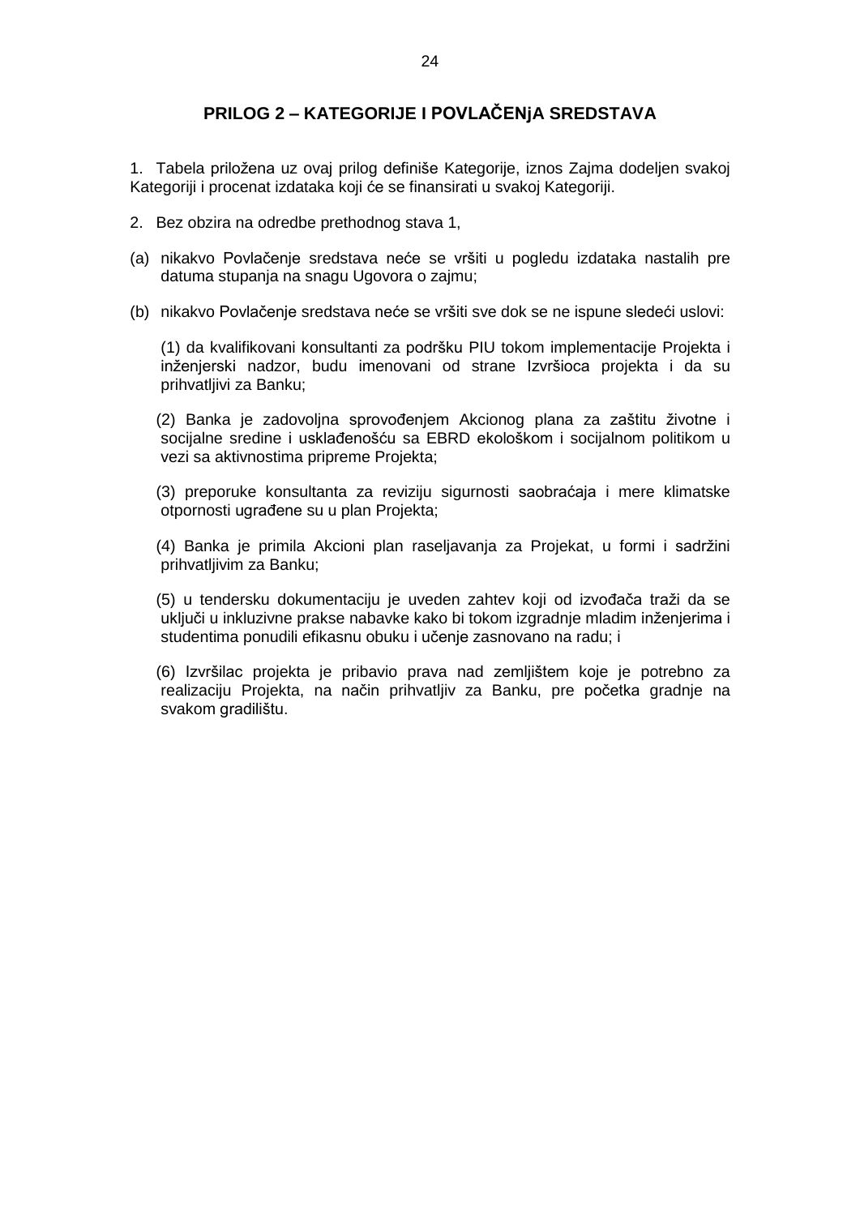## PRILOG 2 – KATEGORIJE I POVLAČENjA SREDSTAVA

1. Tabela priložena uz ovaj prilog definiše Kategorije, iznos Zajma dodeljen svakoj Kategoriji i procenat izdataka koji će se finansirati u svakoj Kategoriji.

2. Bez obzira na odredbe prethodnog stava 1,

(a) nikakvo Povlačenje sredstava neće se vršiti u pogledu izdataka nastalih pre datuma stupanja na snagu Ugovora o zajmu;

(b) nikakvo Povlačenje sredstava neće se vršiti sve dok se ne ispune sledeći uslovi:

(1) da kvalifikovani konsultanti za podršku PIU tokom implementacije Projekta i inženjerski nadzor, budu imenovani od strane Izvršioca projekta i da su prihvatljivi za Banku;

(2) Banka je zadovoljna sprovođenjem Akcionog plana za zaštitu životne i socijalne sredine i usklađenošću sa EBRD ekološkom i socijalnom politikom u vezi sa aktivnostima pripreme Projekta;

(3) preporuke konsultanta za reviziju sigurnosti saobraćaja i mere klimatske otpornosti ugrađene su u plan Projekta;

(4) Banka je primila Akcioni plan raseljavanja za Projekat, u formi i sadržini prihvatljivim za Banku;

(5) u tendersku dokumentaciju je uveden zahtev koji od izvođača traži da se uključi u inkluzivne prakse nabavke kako bi tokom izgradnje mladim inženjerima i studentima ponudili efikasnu obuku i učenje zasnovano na radu; i

(6) Izvršilac projekta je pribavio prava nad zemljištem koje je potrebno za realizaciju Projekta, na način prihvatljiv za Banku, pre početka gradnje na svakom gradilištu.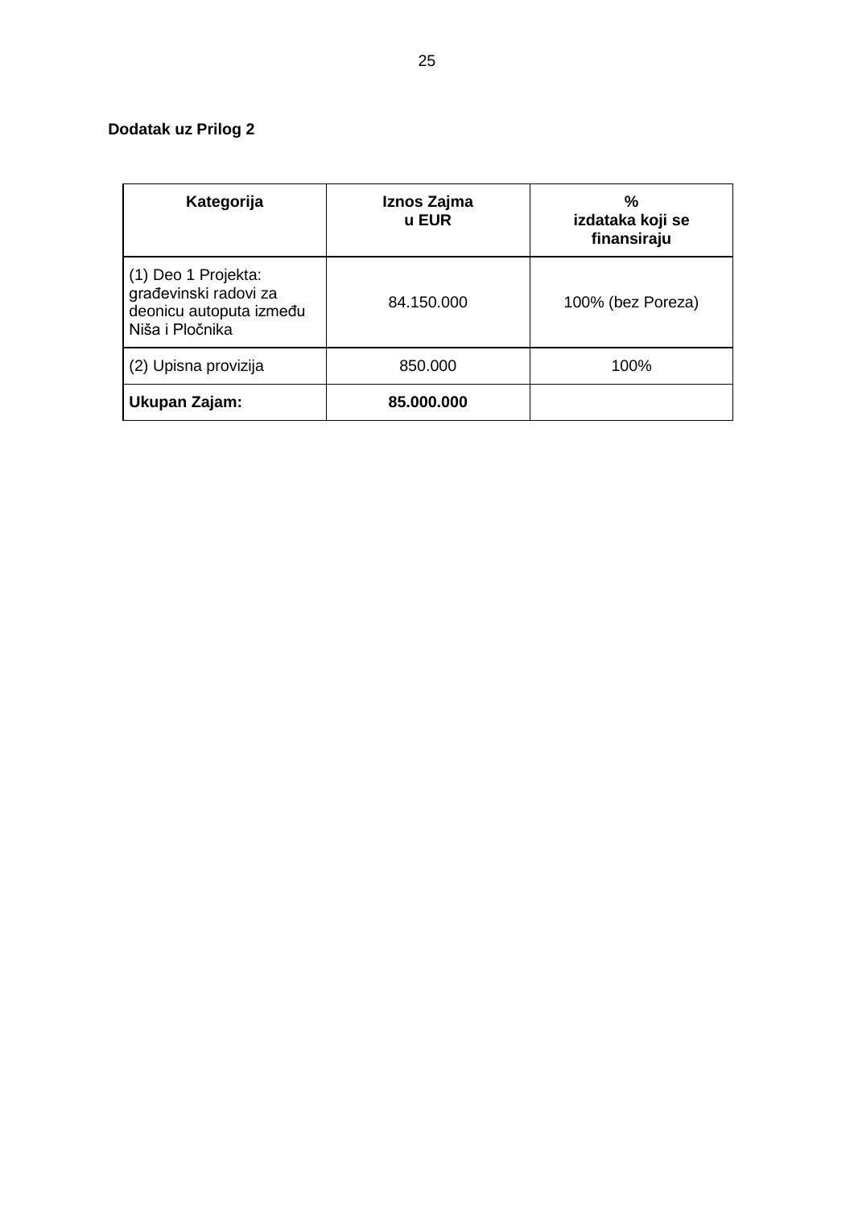**Dodatak uz Prilog 2**

| Kategorija | Iznos Zajma u EUR | % izdataka koji se finansiraju |
|---|---|---|
| (1) Deo 1 Projekta: građevinski radovi za deonicu autoputa između Niša i Pločnika | 84.150.000 | 100% (bez Poreza) |
| (2) Upisna provizija | 850.000 | 100% |
| **Ukupan Zajam:** | **85.000.000** | |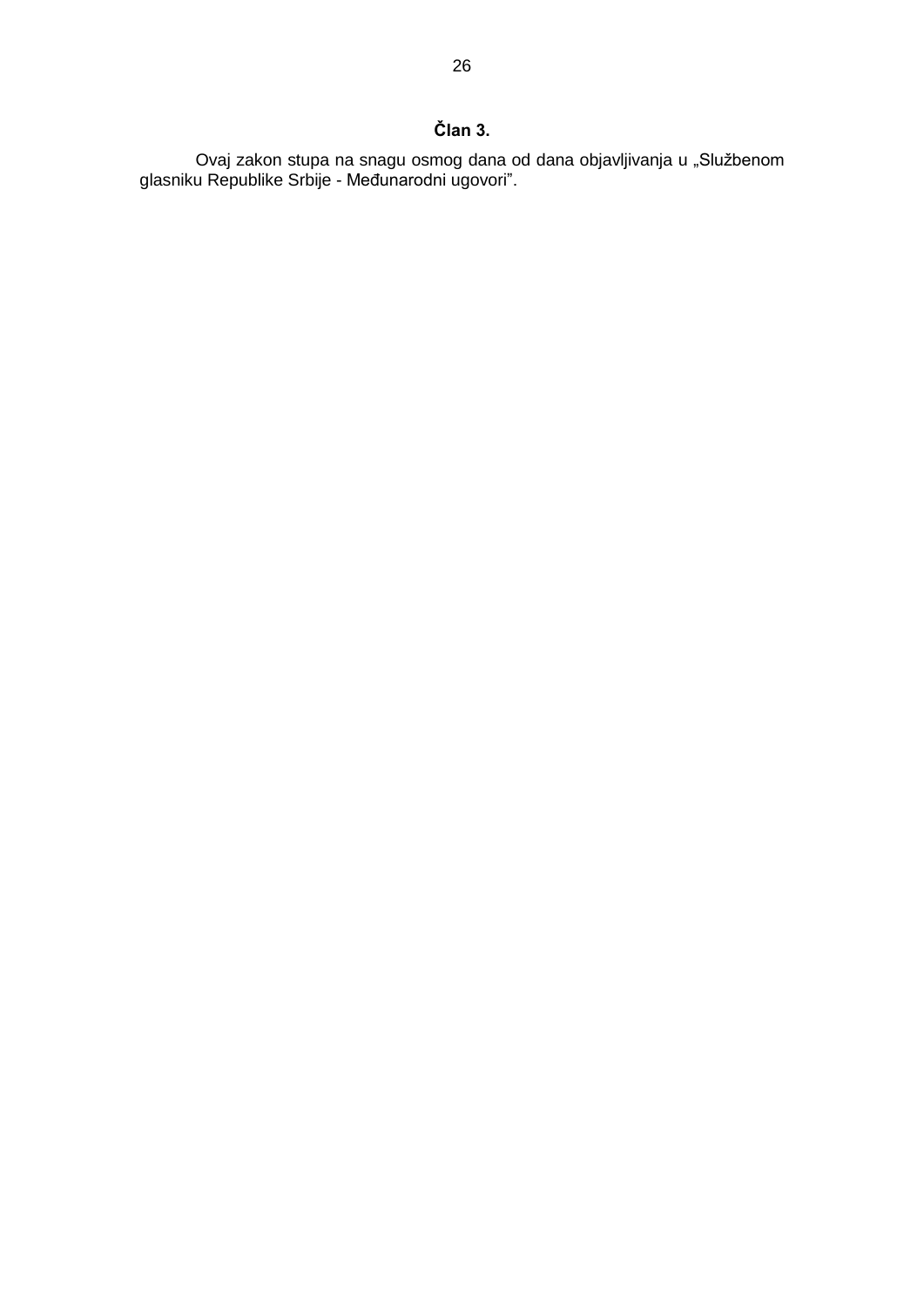**Član 3.**

Ovaj zakon stupa na snagu osmog dana od dana objavljivanja u „Službenom glasniku Republike Srbije - Međunarodni ugovori”.